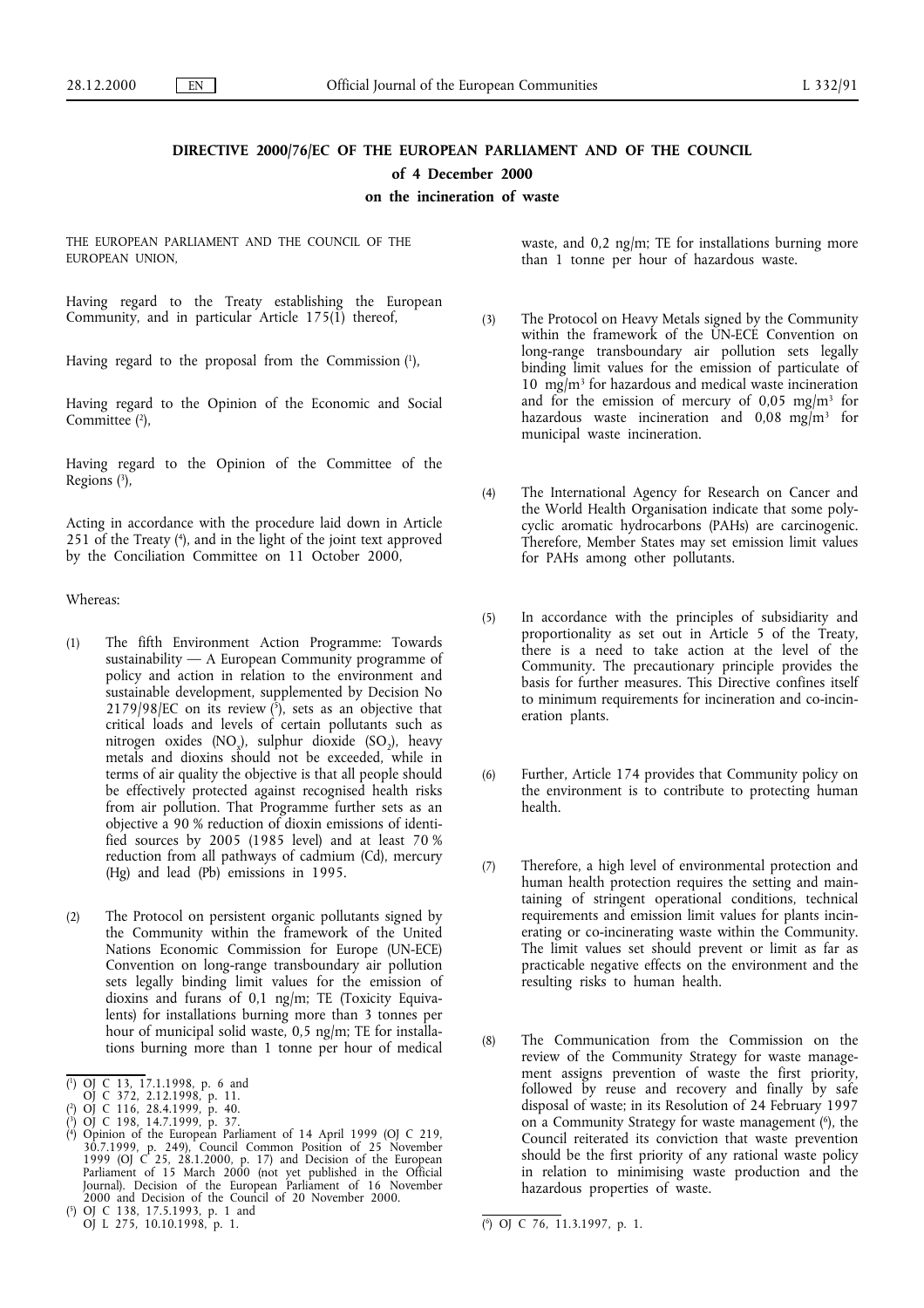# DIRECTIVE 2000/76/EC OF THE EUROPEAN PARLIAMENT AND OF THE COUNCIL

## of 4 December 2000

## on the incineration of waste

THE EUROPEAN PARLIAMENT AND THE COUNCIL OF THE EUROPEAN UNION,

Having regard to the Treaty establishing the European Community, and in particular Article 175(1) thereof,

Having regard to the proposal from the Commission [1],

Having regard to the Opinion of the Economic and Social Committee [2],

Having regard to the Opinion of the Committee of the Regions [3],

Acting in accordance with the procedure laid down in Article 251 of the Treaty [4], and in the light of the joint text approved by the Conciliation Committee on 11 October 2000,

Whereas:

(1) The fifth Environment Action Programme: Towards sustainability — A European Community programme of policy and action in relation to the environment and sustainable development, supplemented by Decision No 2179/98/EC on its review [5], sets as an objective that critical loads and levels of certain pollutants such as nitrogen oxides ($NO_x$), sulphur dioxide ($SO_2$), heavy metals and dioxins should not be exceeded, while in terms of air quality the objective is that all people should be effectively protected against recognised health risks from air pollution. That Programme further sets as an objective a 90 % reduction of dioxin emissions of identified sources by 2005 (1985 level) and at least 70 % reduction from all pathways of cadmium (Cd), mercury (Hg) and lead (Pb) emissions in 1995.

(2) The Protocol on persistent organic pollutants signed by the Community within the framework of the United Nations Economic Commission for Europe (UN-ECE) Convention on long-range transboundary air pollution sets legally binding limit values for the emission of dioxins and furans of 0,1 ng/m; TE (Toxicity Equivalents) for installations burning more than 3 tonnes per hour of municipal solid waste, 0,5 ng/m; TE for installations burning more than 1 tonne per hour of medical waste, and 0,2 ng/m; TE for installations burning more than 1 tonne per hour of hazardous waste.

(3) The Protocol on Heavy Metals signed by the Community within the framework of the UN-ECE Convention on long-range transboundary air pollution sets legally binding limit values for the emission of particulate of 10 mg/m$^3$ for hazardous and medical waste incineration and for the emission of mercury of 0,05 mg/m$^3$ for hazardous waste incineration and 0,08 mg/m$^3$ for municipal waste incineration.

(4) The International Agency for Research on Cancer and the World Health Organisation indicate that some polycyclic aromatic hydrocarbons (PAHs) are carcinogenic. Therefore, Member States may set emission limit values for PAHs among other pollutants.

(5) In accordance with the principles of subsidiarity and proportionality as set out in Article 5 of the Treaty, there is a need to take action at the level of the Community. The precautionary principle provides the basis for further measures. This Directive confines itself to minimum requirements for incineration and co-incineration plants.

(6) Further, Article 174 provides that Community policy on the environment is to contribute to protecting human health.

(7) Therefore, a high level of environmental protection and human health protection requires the setting and maintaining of stringent operational conditions, technical requirements and emission limit values for plants incinerating or co-incinerating waste within the Community. The limit values set should prevent or limit as far as practicable negative effects on the environment and the resulting risks to human health.

(8) The Communication from the Commission on the review of the Community Strategy for waste management assigns prevention of waste the first priority, followed by reuse and recovery and finally by safe disposal of waste; in its Resolution of 24 February 1997 on a Community Strategy for waste management [6], the Council reiterated its conviction that waste prevention should be the first priority of any rational waste policy in relation to minimising waste production and the hazardous properties of waste.

---

[1] OJ C 13, 17.1.1998, p. 6 and OJ C 372, 2.12.1998, p. 11.

[2] OJ C 116, 28.4.1999, p. 40.

[3] OJ C 198, 14.7.1999, p. 37.

[4] Opinion of the European Parliament of 14 April 1999 (OJ C 219, 30.7.1999, p. 249), Council Common Position of 25 November 1999 (OJ C 25, 28.1.2000, p. 17) and Decision of the European Parliament of 15 March 2000 (not yet published in the Official Journal). Decision of the European Parliament of 16 November 2000 and Decision of the Council of 20 November 2000.

[5] OJ C 138, 17.5.1993, p. 1 and OJ L 275, 10.10.1998, p. 1.

[6] OJ C 76, 11.3.1997, p. 1.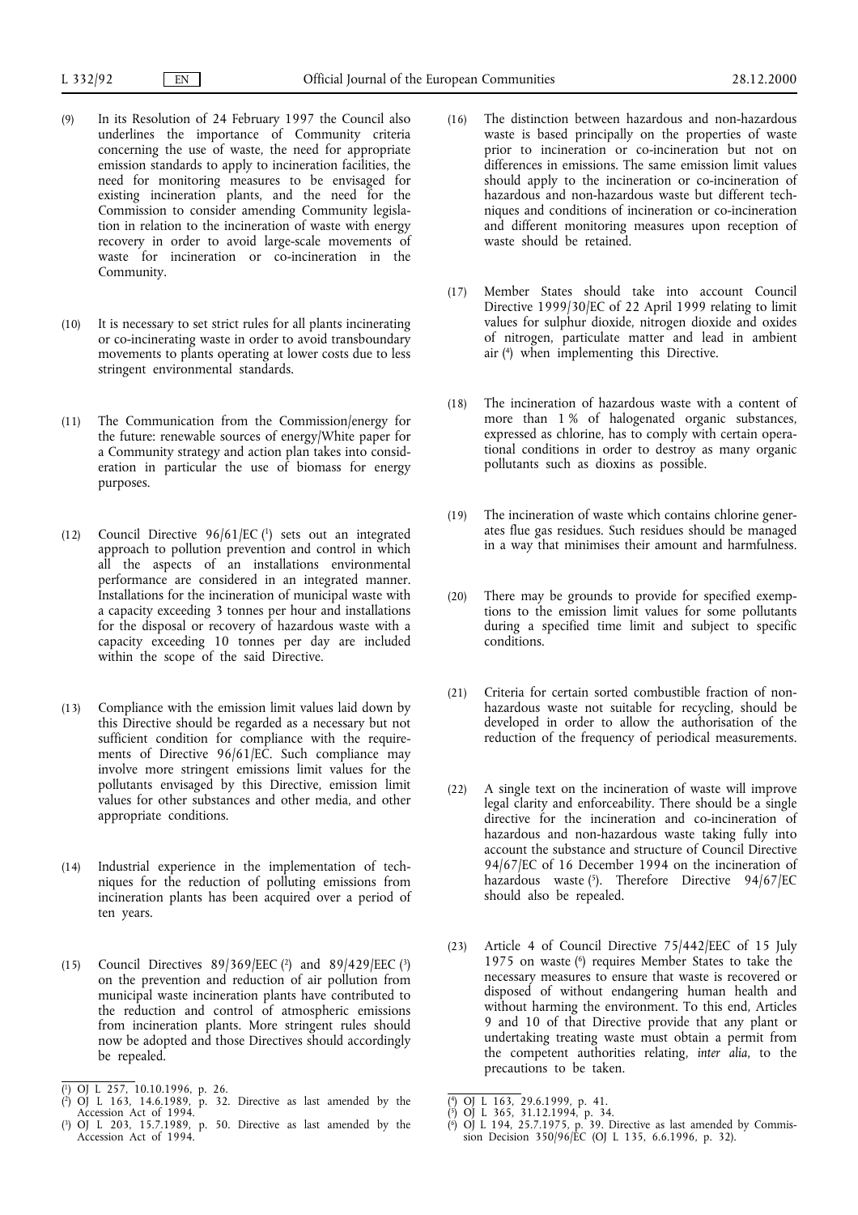(9) In its Resolution of 24 February 1997 the Council also underlines the importance of Community criteria concerning the use of waste, the need for appropriate emission standards to apply to incineration facilities, the need for monitoring measures to be envisaged for existing incineration plants, and the need for the Commission to consider amending Community legislation in relation to the incineration of waste with energy recovery in order to avoid large-scale movements of waste for incineration or co-incineration in the Community.

(10) It is necessary to set strict rules for all plants incinerating or co-incinerating waste in order to avoid transboundary movements to plants operating at lower costs due to less stringent environmental standards.

(11) The Communication from the Commission/energy for the future: renewable sources of energy/White paper for a Community strategy and action plan takes into consideration in particular the use of biomass for energy purposes.

(12) Council Directive 96/61/EC [1] sets out an integrated approach to pollution prevention and control in which all the aspects of an installations environmental performance are considered in an integrated manner. Installations for the incineration of municipal waste with a capacity exceeding 3 tonnes per hour and installations for the disposal or recovery of hazardous waste with a capacity exceeding 10 tonnes per day are included within the scope of the said Directive.

(13) Compliance with the emission limit values laid down by this Directive should be regarded as a necessary but not sufficient condition for compliance with the requirements of Directive 96/61/EC. Such compliance may involve more stringent emissions limit values for the pollutants envisaged by this Directive, emission limit values for other substances and other media, and other appropriate conditions.

(14) Industrial experience in the implementation of techniques for the reduction of polluting emissions from incineration plants has been acquired over a period of ten years.

(15) Council Directives 89/369/EEC [2] and 89/429/EEC [3] on the prevention and reduction of air pollution from municipal waste incineration plants have contributed to the reduction and control of atmospheric emissions from incineration plants. More stringent rules should now be adopted and those Directives should accordingly be repealed.

(16) The distinction between hazardous and non-hazardous waste is based principally on the properties of waste prior to incineration or co-incineration but not on differences in emissions. The same emission limit values should apply to the incineration or co-incineration of hazardous and non-hazardous waste but different techniques and conditions of incineration or co-incineration and different monitoring measures upon reception of waste should be retained.

(17) Member States should take into account Council Directive 1999/30/EC of 22 April 1999 relating to limit values for sulphur dioxide, nitrogen dioxide and oxides of nitrogen, particulate matter and lead in ambient air [4] when implementing this Directive.

(18) The incineration of hazardous waste with a content of more than 1 % of halogenated organic substances, expressed as chlorine, has to comply with certain operational conditions in order to destroy as many organic pollutants such as dioxins as possible.

(19) The incineration of waste which contains chlorine generates flue gas residues. Such residues should be managed in a way that minimises their amount and harmfulness.

(20) There may be grounds to provide for specified exemptions to the emission limit values for some pollutants during a specified time limit and subject to specific conditions.

(21) Criteria for certain sorted combustible fraction of non-hazardous waste not suitable for recycling, should be developed in order to allow the authorisation of the reduction of the frequency of periodical measurements.

(22) A single text on the incineration of waste will improve legal clarity and enforceability. There should be a single directive for the incineration and co-incineration of hazardous and non-hazardous waste taking fully into account the substance and structure of Council Directive 94/67/EC of 16 December 1994 on the incineration of hazardous waste [5]. Therefore Directive 94/67/EC should also be repealed.

(23) Article 4 of Council Directive 75/442/EEC of 15 July 1975 on waste [6] requires Member States to take the necessary measures to ensure that waste is recovered or disposed of without endangering human health and without harming the environment. To this end, Articles 9 and 10 of that Directive provide that any plant or undertaking treating waste must obtain a permit from the competent authorities relating, *inter alia*, to the precautions to be taken.

---

[1] OJ L 257, 10.10.1996, p. 26.

[2] OJ L 163, 14.6.1989, p. 32. Directive as last amended by the Accession Act of 1994.

[3] OJ L 203, 15.7.1989, p. 50. Directive as last amended by the Accession Act of 1994.

[4] OJ L 163, 29.6.1999, p. 41.

[5] OJ L 365, 31.12.1994, p. 34.

[6] OJ L 194, 25.7.1975, p. 39. Directive as last amended by Commission Decision 350/96/EC (OJ L 135, 6.6.1996, p. 32).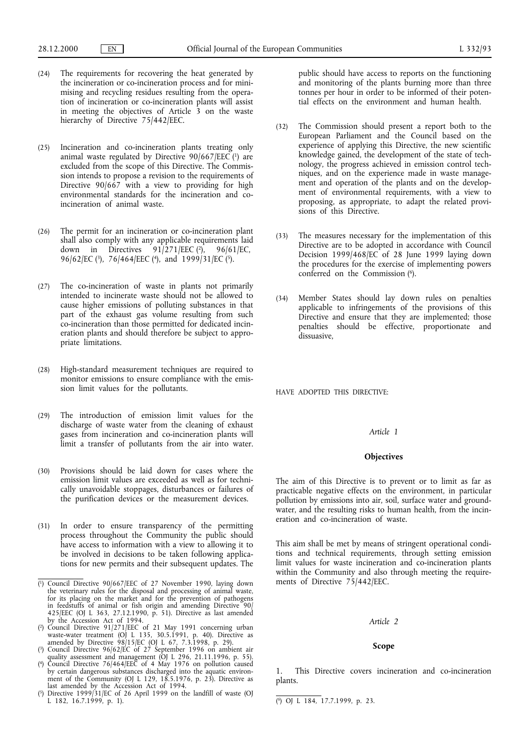(24) The requirements for recovering the heat generated by the incineration or co-incineration process and for minimising and recycling residues resulting from the operation of incineration or co-incineration plants will assist in meeting the objectives of Article 3 on the waste hierarchy of Directive 75/442/EEC.

(25) Incineration and co-incineration plants treating only animal waste regulated by Directive 90/667/EEC [1] are excluded from the scope of this Directive. The Commission intends to propose a revision to the requirements of Directive 90/667 with a view to providing for high environmental standards for the incineration and co-incineration of animal waste.

(26) The permit for an incineration or co-incineration plant shall also comply with any applicable requirements laid down in Directives 91/271/EEC [2], 96/61/EC, 96/62/EC [3], 76/464/EEC [4], and 1999/31/EC [5].

(27) The co-incineration of waste in plants not primarily intended to incinerate waste should not be allowed to cause higher emissions of polluting substances in that part of the exhaust gas volume resulting from such co-incineration than those permitted for dedicated incineration plants and should therefore be subject to appropriate limitations.

(28) High-standard measurement techniques are required to monitor emissions to ensure compliance with the emission limit values for the pollutants.

(29) The introduction of emission limit values for the discharge of waste water from the cleaning of exhaust gases from incineration and co-incineration plants will limit a transfer of pollutants from the air into water.

(30) Provisions should be laid down for cases where the emission limit values are exceeded as well as for technically unavoidable stoppages, disturbances or failures of the purification devices or the measurement devices.

(31) In order to ensure transparency of the permitting process throughout the Community the public should have access to information with a view to allowing it to be involved in decisions to be taken following applications for new permits and their subsequent updates. The public should have access to reports on the functioning and monitoring of the plants burning more than three tonnes per hour in order to be informed of their potential effects on the environment and human health.

(32) The Commission should present a report both to the European Parliament and the Council based on the experience of applying this Directive, the new scientific knowledge gained, the development of the state of technology, the progress achieved in emission control techniques, and on the experience made in waste management and operation of the plants and on the development of environmental requirements, with a view to proposing, as appropriate, to adapt the related provisions of this Directive.

(33) The measures necessary for the implementation of this Directive are to be adopted in accordance with Council Decision 1999/468/EC of 28 June 1999 laying down the procedures for the exercise of implementing powers conferred on the Commission [6].

(34) Member States should lay down rules on penalties applicable to infringements of the provisions of this Directive and ensure that they are implemented; those penalties should be effective, proportionate and dissuasive,

HAVE ADOPTED THIS DIRECTIVE:

*Article 1*

**Objectives**

The aim of this Directive is to prevent or to limit as far as practicable negative effects on the environment, in particular pollution by emissions into air, soil, surface water and groundwater, and the resulting risks to human health, from the incineration and co-incineration of waste.

This aim shall be met by means of stringent operational conditions and technical requirements, through setting emission limit values for waste incineration and co-incineration plants within the Community and also through meeting the requirements of Directive 75/442/EEC.

*Article 2*

**Scope**

1. This Directive covers incineration and co-incineration plants.

---

[1] Council Directive 90/667/EEC of 27 November 1990, laying down the veterinary rules for the disposal and processing of animal waste, for its placing on the market and for the prevention of pathogens in feedstuffs of animal or fish origin and amending Directive 90/425/EEC (OJ L 363, 27.12.1990, p. 51). Directive as last amended by the Accession Act of 1994.

[2] Council Directive 91/271/EEC of 21 May 1991 concerning urban waste-water treatment (OJ L 135, 30.5.1991, p. 40). Directive as amended by Directive 98/15/EC (OJ L 67, 7.3.1998, p. 29).

[3] Council Directive 96/62/EC of 27 September 1996 on ambient air quality assessment and management (OJ L 296, 21.11.1996, p. 55).

[4] Council Directive 76/464/EEC of 4 May 1976 on pollution caused by certain dangerous substances discharged into the aquatic environment of the Community (OJ L 129, 18.5.1976, p. 23). Directive as last amended by the Accession Act of 1994.

[5] Directive 1999/31/EC of 26 April 1999 on the landfill of waste (OJ L 182, 16.7.1999, p. 1).

[6] OJ L 184, 17.7.1999, p. 23.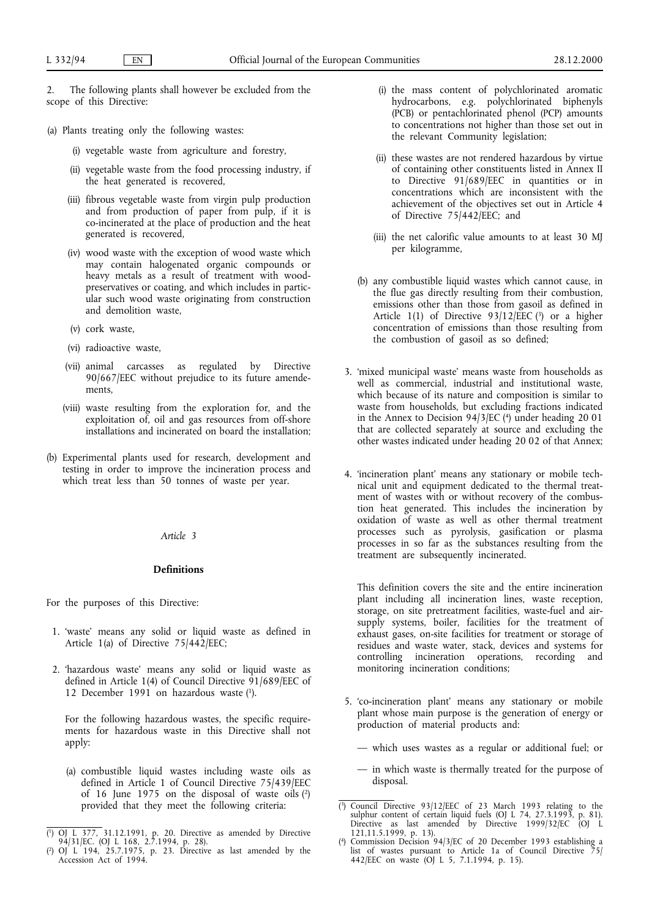2. The following plants shall however be excluded from the scope of this Directive:

(a) Plants treating only the following wastes:

  (i) vegetable waste from agriculture and forestry,

  (ii) vegetable waste from the food processing industry, if the heat generated is recovered,

  (iii) fibrous vegetable waste from virgin pulp production and from production of paper from pulp, if it is co-incinerated at the place of production and the heat generated is recovered,

  (iv) wood waste with the exception of wood waste which may contain halogenated organic compounds or heavy metals as a result of treatment with wood-preservatives or coating, and which includes in particular such wood waste originating from construction and demolition waste,

  (v) cork waste,

  (vi) radioactive waste,

  (vii) animal carcasses as regulated by Directive 90/667/EEC without prejudice to its future amendements,

  (viii) waste resulting from the exploration for, and the exploitation of, oil and gas resources from off-shore installations and incinerated on board the installation;

(b) Experimental plants used for research, development and testing in order to improve the incineration process and which treat less than 50 tonnes of waste per year.

*Article 3*

**Definitions**

For the purposes of this Directive:

1. 'waste' means any solid or liquid waste as defined in Article 1(a) of Directive 75/442/EEC;

2. 'hazardous waste' means any solid or liquid waste as defined in Article 1(4) of Council Directive 91/689/EEC of 12 December 1991 on hazardous waste [1].

   For the following hazardous wastes, the specific requirements for hazardous waste in this Directive shall not apply:

   (a) combustible liquid wastes including waste oils as defined in Article 1 of Council Directive 75/439/EEC of 16 June 1975 on the disposal of waste oils [2] provided that they meet the following criteria:

     (i) the mass content of polychlorinated aromatic hydrocarbons, e.g. polychlorinated biphenyls (PCB) or pentachlorinated phenol (PCP) amounts to concentrations not higher than those set out in the relevant Community legislation;

     (ii) these wastes are not rendered hazardous by virtue of containing other constituents listed in Annex II to Directive 91/689/EEC in quantities or in concentrations which are inconsistent with the achievement of the objectives set out in Article 4 of Directive 75/442/EEC; and

     (iii) the net calorific value amounts to at least 30 MJ per kilogramme,

   (b) any combustible liquid wastes which cannot cause, in the flue gas directly resulting from their combustion, emissions other than those from gasoil as defined in Article 1(1) of Directive 93/12/EEC [3] or a higher concentration of emissions than those resulting from the combustion of gasoil as so defined;

3. 'mixed municipal waste' means waste from households as well as commercial, industrial and institutional waste, which because of its nature and composition is similar to waste from households, but excluding fractions indicated in the Annex to Decision 94/3/EC [4] under heading 20 01 that are collected separately at source and excluding the other wastes indicated under heading 20 02 of that Annex;

4. 'incineration plant' means any stationary or mobile technical unit and equipment dedicated to the thermal treatment of wastes with or without recovery of the combustion heat generated. This includes the incineration by oxidation of waste as well as other thermal treatment processes such as pyrolysis, gasification or plasma processes in so far as the substances resulting from the treatment are subsequently incinerated.

   This definition covers the site and the entire incineration plant including all incineration lines, waste reception, storage, on site pretreatment facilities, waste-fuel and air-supply systems, boiler, facilities for the treatment of exhaust gases, on-site facilities for treatment or storage of residues and waste water, stack, devices and systems for controlling incineration operations, recording and monitoring incineration conditions;

5. 'co-incineration plant' means any stationary or mobile plant whose main purpose is the generation of energy or production of material products and:

   — which uses wastes as a regular or additional fuel; or

   — in which waste is thermally treated for the purpose of disposal.

---

[1] OJ L 377, 31.12.1991, p. 20. Directive as amended by Directive 94/31/EC. (OJ L 168, 2.7.1994, p. 28).

[2] OJ L 194, 25.7.1975, p. 23. Directive as last amended by the Accession Act of 1994.

[3] Council Directive 93/12/EEC of 23 March 1993 relating to the sulphur content of certain liquid fuels (OJ L 74, 27.3.1993, p. 81). Directive as last amended by Directive 1999/32/EC (OJ L 121,11.5.1999, p. 13).

[4] Commission Decision 94/3/EC of 20 December 1993 establishing a list of wastes pursuant to Article 1a of Council Directive 75/442/EEC on waste (OJ L 5, 7.1.1994, p. 15).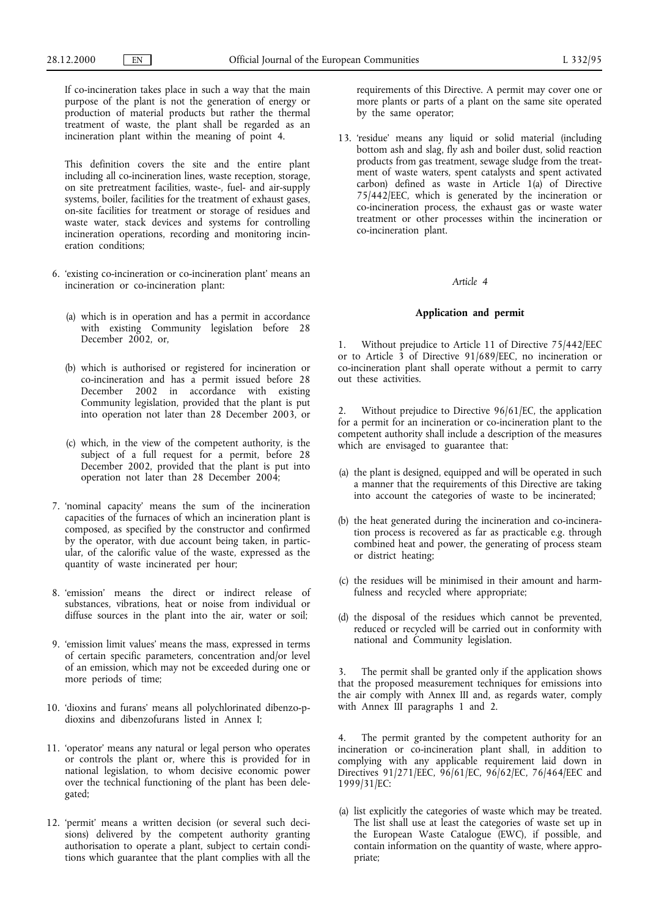If co-incineration takes place in such a way that the main purpose of the plant is not the generation of energy or production of material products but rather the thermal treatment of waste, the plant shall be regarded as an incineration plant within the meaning of point 4.

This definition covers the site and the entire plant including all co-incineration lines, waste reception, storage, on site pretreatment facilities, waste-, fuel- and air-supply systems, boiler, facilities for the treatment of exhaust gases, on-site facilities for treatment or storage of residues and waste water, stack devices and systems for controlling incineration operations, recording and monitoring incineration conditions;

6. 'existing co-incineration or co-incineration plant' means an incineration or co-incineration plant:

   (a) which is in operation and has a permit in accordance with existing Community legislation before 28 December 2002, or,

   (b) which is authorised or registered for incineration or co-incineration and has a permit issued before 28 December 2002 in accordance with existing Community legislation, provided that the plant is put into operation not later than 28 December 2003, or

   (c) which, in the view of the competent authority, is the subject of a full request for a permit, before 28 December 2002, provided that the plant is put into operation not later than 28 December 2004;

7. 'nominal capacity' means the sum of the incineration capacities of the furnaces of which an incineration plant is composed, as specified by the constructor and confirmed by the operator, with due account being taken, in particular, of the calorific value of the waste, expressed as the quantity of waste incinerated per hour;

8. 'emission' means the direct or indirect release of substances, vibrations, heat or noise from individual or diffuse sources in the plant into the air, water or soil;

9. 'emission limit values' means the mass, expressed in terms of certain specific parameters, concentration and/or level of an emission, which may not be exceeded during one or more periods of time;

10. 'dioxins and furans' means all polychlorinated dibenzo-p-dioxins and dibenzofurans listed in Annex I;

11. 'operator' means any natural or legal person who operates or controls the plant or, where this is provided for in national legislation, to whom decisive economic power over the technical functioning of the plant has been delegated;

12. 'permit' means a written decision (or several such decisions) delivered by the competent authority granting authorisation to operate a plant, subject to certain conditions which guarantee that the plant complies with all the requirements of this Directive. A permit may cover one or more plants or parts of a plant on the same site operated by the same operator;

13. 'residue' means any liquid or solid material (including bottom ash and slag, fly ash and boiler dust, solid reaction products from gas treatment, sewage sludge from the treatment of waste waters, spent catalysts and spent activated carbon) defined as waste in Article 1(a) of Directive 75/442/EEC, which is generated by the incineration or co-incineration process, the exhaust gas or waste water treatment or other processes within the incineration or co-incineration plant.

*Article 4*

**Application and permit**

1. Without prejudice to Article 11 of Directive 75/442/EEC or to Article 3 of Directive 91/689/EEC, no incineration or co-incineration plant shall operate without a permit to carry out these activities.

2. Without prejudice to Directive 96/61/EC, the application for a permit for an incineration or co-incineration plant to the competent authority shall include a description of the measures which are envisaged to guarantee that:

(a) the plant is designed, equipped and will be operated in such a manner that the requirements of this Directive are taking into account the categories of waste to be incinerated;

(b) the heat generated during the incineration and co-incineration process is recovered as far as practicable e.g. through combined heat and power, the generating of process steam or district heating;

(c) the residues will be minimised in their amount and harmfulness and recycled where appropriate;

(d) the disposal of the residues which cannot be prevented, reduced or recycled will be carried out in conformity with national and Community legislation.

3. The permit shall be granted only if the application shows that the proposed measurement techniques for emissions into the air comply with Annex III and, as regards water, comply with Annex III paragraphs 1 and 2.

4. The permit granted by the competent authority for an incineration or co-incineration plant shall, in addition to complying with any applicable requirement laid down in Directives 91/271/EEC, 96/61/EC, 96/62/EC, 76/464/EEC and 1999/31/EC:

(a) list explicitly the categories of waste which may be treated. The list shall use at least the categories of waste set up in the European Waste Catalogue (EWC), if possible, and contain information on the quantity of waste, where appropriate;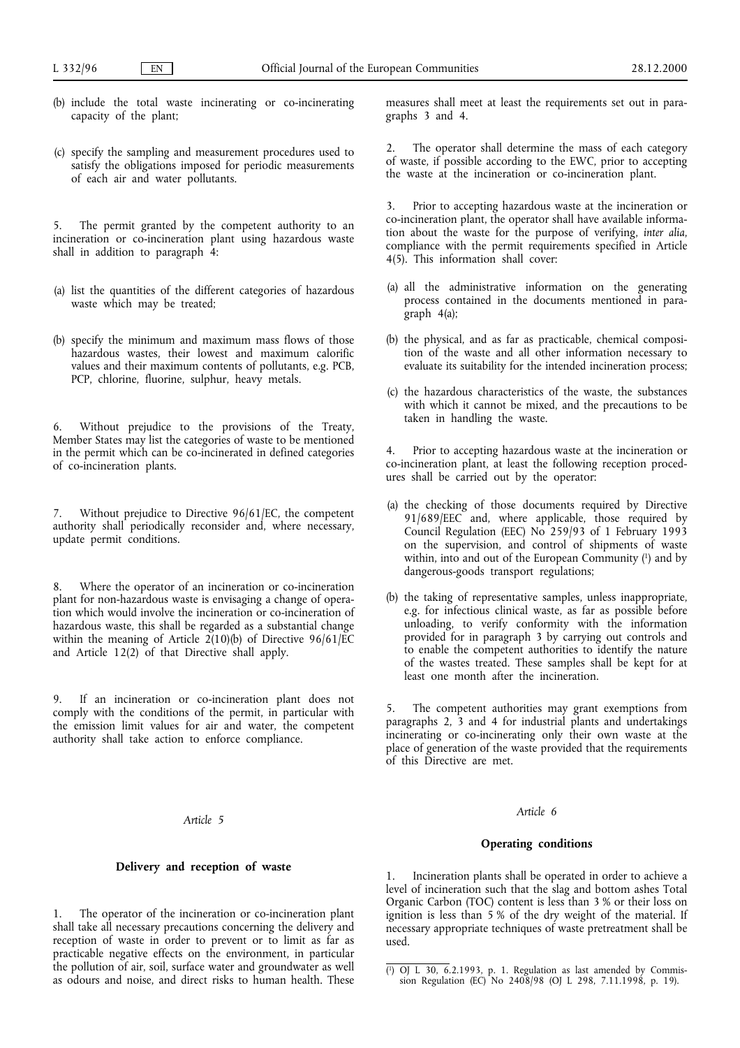(b) include the total waste incinerating or co-incinerating capacity of the plant;

(c) specify the sampling and measurement procedures used to satisfy the obligations imposed for periodic measurements of each air and water pollutants.

5. The permit granted by the competent authority to an incineration or co-incineration plant using hazardous waste shall in addition to paragraph 4:

(a) list the quantities of the different categories of hazardous waste which may be treated;

(b) specify the minimum and maximum mass flows of those hazardous wastes, their lowest and maximum calorific values and their maximum contents of pollutants, e.g. PCB, PCP, chlorine, fluorine, sulphur, heavy metals.

6. Without prejudice to the provisions of the Treaty, Member States may list the categories of waste to be mentioned in the permit which can be co-incinerated in defined categories of co-incineration plants.

7. Without prejudice to Directive 96/61/EC, the competent authority shall periodically reconsider and, where necessary, update permit conditions.

8. Where the operator of an incineration or co-incineration plant for non-hazardous waste is envisaging a change of operation which would involve the incineration or co-incineration of hazardous waste, this shall be regarded as a substantial change within the meaning of Article 2(10)(b) of Directive 96/61/EC and Article 12(2) of that Directive shall apply.

9. If an incineration or co-incineration plant does not comply with the conditions of the permit, in particular with the emission limit values for air and water, the competent authority shall take action to enforce compliance.

*Article 5*

**Delivery and reception of waste**

1. The operator of the incineration or co-incineration plant shall take all necessary precautions concerning the delivery and reception of waste in order to prevent or to limit as far as practicable negative effects on the environment, in particular the pollution of air, soil, surface water and groundwater as well as odours and noise, and direct risks to human health. These measures shall meet at least the requirements set out in paragraphs 3 and 4.

2. The operator shall determine the mass of each category of waste, if possible according to the EWC, prior to accepting the waste at the incineration or co-incineration plant.

3. Prior to accepting hazardous waste at the incineration or co-incineration plant, the operator shall have available information about the waste for the purpose of verifying, *inter alia*, compliance with the permit requirements specified in Article 4(5). This information shall cover:

(a) all the administrative information on the generating process contained in the documents mentioned in paragraph 4(a);

(b) the physical, and as far as practicable, chemical composition of the waste and all other information necessary to evaluate its suitability for the intended incineration process;

(c) the hazardous characteristics of the waste, the substances with which it cannot be mixed, and the precautions to be taken in handling the waste.

4. Prior to accepting hazardous waste at the incineration or co-incineration plant, at least the following reception procedures shall be carried out by the operator:

(a) the checking of those documents required by Directive 91/689/EEC and, where applicable, those required by Council Regulation (EEC) No 259/93 of 1 February 1993 on the supervision, and control of shipments of waste within, into and out of the European Community [1] and by dangerous-goods transport regulations;

(b) the taking of representative samples, unless inappropriate, e.g. for infectious clinical waste, as far as possible before unloading, to verify conformity with the information provided for in paragraph 3 by carrying out controls and to enable the competent authorities to identify the nature of the wastes treated. These samples shall be kept for at least one month after the incineration.

5. The competent authorities may grant exemptions from paragraphs 2, 3 and 4 for industrial plants and undertakings incinerating or co-incinerating only their own waste at the place of generation of the waste provided that the requirements of this Directive are met.

*Article 6*

**Operating conditions**

1. Incineration plants shall be operated in order to achieve a level of incineration such that the slag and bottom ashes Total Organic Carbon (TOC) content is less than 3 % or their loss on ignition is less than 5 % of the dry weight of the material. If necessary appropriate techniques of waste pretreatment shall be used.

[1] OJ L 30, 6.2.1993, p. 1. Regulation as last amended by Commission Regulation (EC) No 2408/98 (OJ L 298, 7.11.1998, p. 19).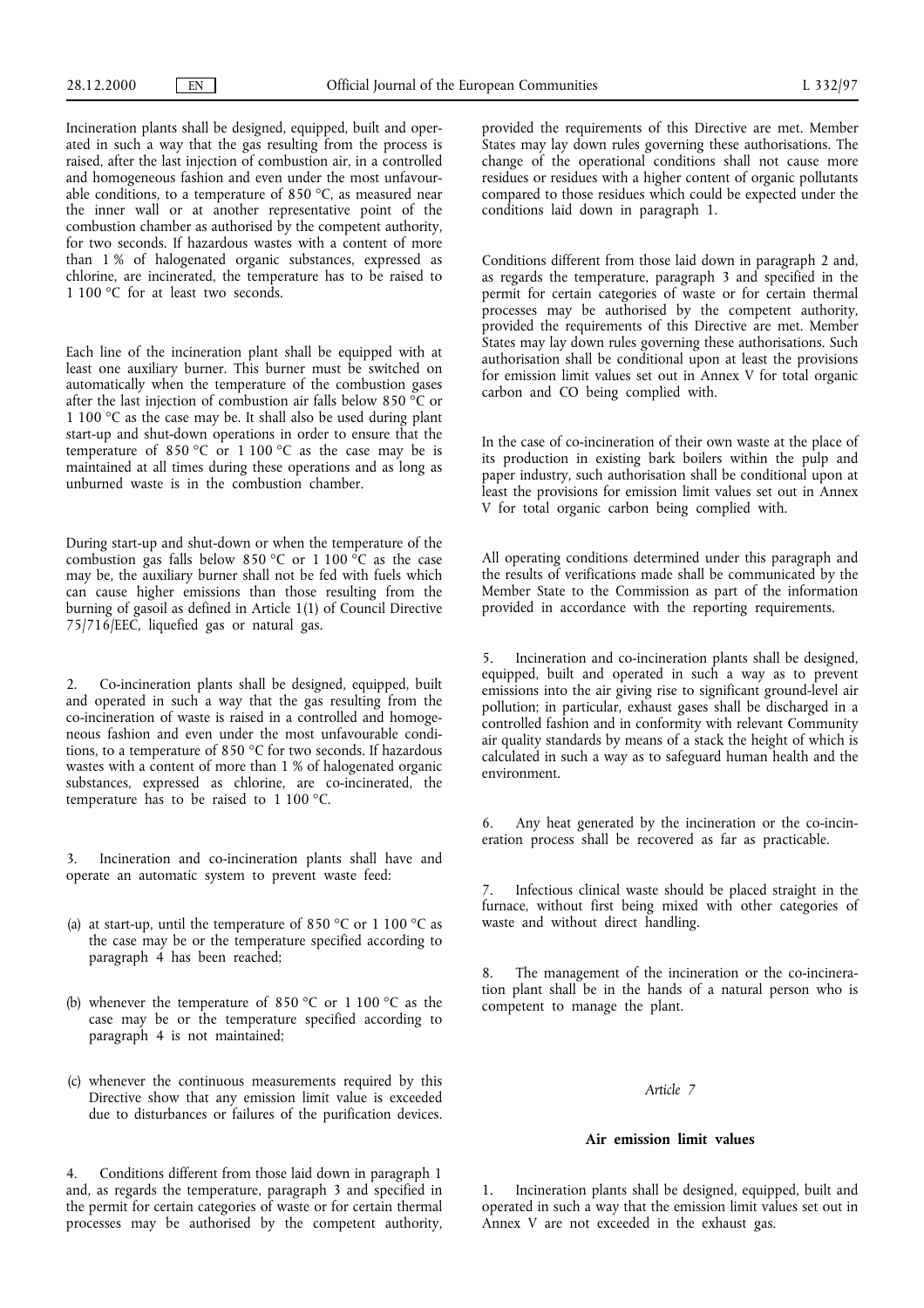Incineration plants shall be designed, equipped, built and operated in such a way that the gas resulting from the process is raised, after the last injection of combustion air, in a controlled and homogeneous fashion and even under the most unfavourable conditions, to a temperature of 850 °C, as measured near the inner wall or at another representative point of the combustion chamber as authorised by the competent authority, for two seconds. If hazardous wastes with a content of more than 1 % of halogenated organic substances, expressed as chlorine, are incinerated, the temperature has to be raised to 1 100 °C for at least two seconds.

Each line of the incineration plant shall be equipped with at least one auxiliary burner. This burner must be switched on automatically when the temperature of the combustion gases after the last injection of combustion air falls below 850 °C or 1 100 °C as the case may be. It shall also be used during plant start-up and shut-down operations in order to ensure that the temperature of 850 °C or 1 100 °C as the case may be is maintained at all times during these operations and as long as unburned waste is in the combustion chamber.

During start-up and shut-down or when the temperature of the combustion gas falls below 850 °C or 1 100 °C as the case may be, the auxiliary burner shall not be fed with fuels which can cause higher emissions than those resulting from the burning of gasoil as defined in Article 1(1) of Council Directive 75/716/EEC, liquefied gas or natural gas.

2. Co-incineration plants shall be designed, equipped, built and operated in such a way that the gas resulting from the co-incineration of waste is raised in a controlled and homogeneous fashion and even under the most unfavourable conditions, to a temperature of 850 °C for two seconds. If hazardous wastes with a content of more than 1 % of halogenated organic substances, expressed as chlorine, are co-incinerated, the temperature has to be raised to 1 100 °C.

3. Incineration and co-incineration plants shall have and operate an automatic system to prevent waste feed:

(a) at start-up, until the temperature of 850 °C or 1 100 °C as the case may be or the temperature specified according to paragraph 4 has been reached;

(b) whenever the temperature of 850 °C or 1 100 °C as the case may be or the temperature specified according to paragraph 4 is not maintained;

(c) whenever the continuous measurements required by this Directive show that any emission limit value is exceeded due to disturbances or failures of the purification devices.

4. Conditions different from those laid down in paragraph 1 and, as regards the temperature, paragraph 3 and specified in the permit for certain categories of waste or for certain thermal processes may be authorised by the competent authority, provided the requirements of this Directive are met. Member States may lay down rules governing these authorisations. The change of the operational conditions shall not cause more residues or residues with a higher content of organic pollutants compared to those residues which could be expected under the conditions laid down in paragraph 1.

Conditions different from those laid down in paragraph 2 and, as regards the temperature, paragraph 3 and specified in the permit for certain categories of waste or for certain thermal processes may be authorised by the competent authority, provided the requirements of this Directive are met. Member States may lay down rules governing these authorisations. Such authorisation shall be conditional upon at least the provisions for emission limit values set out in Annex V for total organic carbon and CO being complied with.

In the case of co-incineration of their own waste at the place of its production in existing bark boilers within the pulp and paper industry, such authorisation shall be conditional upon at least the provisions for emission limit values set out in Annex V for total organic carbon being complied with.

All operating conditions determined under this paragraph and the results of verifications made shall be communicated by the Member State to the Commission as part of the information provided in accordance with the reporting requirements.

5. Incineration and co-incineration plants shall be designed, equipped, built and operated in such a way as to prevent emissions into the air giving rise to significant ground-level air pollution; in particular, exhaust gases shall be discharged in a controlled fashion and in conformity with relevant Community air quality standards by means of a stack the height of which is calculated in such a way as to safeguard human health and the environment.

6. Any heat generated by the incineration or the co-incineration process shall be recovered as far as practicable.

7. Infectious clinical waste should be placed straight in the furnace, without first being mixed with other categories of waste and without direct handling.

8. The management of the incineration or the co-incineration plant shall be in the hands of a natural person who is competent to manage the plant.

*Article 7*

**Air emission limit values**

1. Incineration plants shall be designed, equipped, built and operated in such a way that the emission limit values set out in Annex V are not exceeded in the exhaust gas.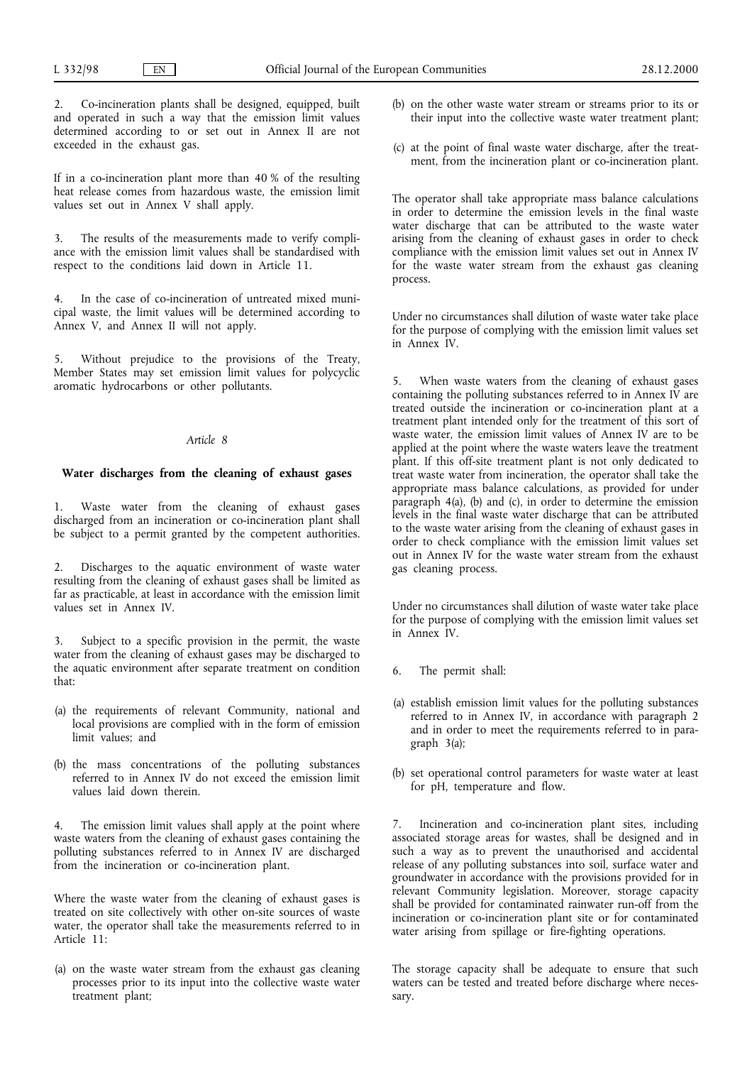2. Co-incineration plants shall be designed, equipped, built and operated in such a way that the emission limit values determined according to or set out in Annex II are not exceeded in the exhaust gas.

If in a co-incineration plant more than 40 % of the resulting heat release comes from hazardous waste, the emission limit values set out in Annex V shall apply.

3. The results of the measurements made to verify compliance with the emission limit values shall be standardised with respect to the conditions laid down in Article 11.

4. In the case of co-incineration of untreated mixed municipal waste, the limit values will be determined according to Annex V, and Annex II will not apply.

5. Without prejudice to the provisions of the Treaty, Member States may set emission limit values for polycyclic aromatic hydrocarbons or other pollutants.

*Article 8*

**Water discharges from the cleaning of exhaust gases**

1. Waste water from the cleaning of exhaust gases discharged from an incineration or co-incineration plant shall be subject to a permit granted by the competent authorities.

2. Discharges to the aquatic environment of waste water resulting from the cleaning of exhaust gases shall be limited as far as practicable, at least in accordance with the emission limit values set in Annex IV.

3. Subject to a specific provision in the permit, the waste water from the cleaning of exhaust gases may be discharged to the aquatic environment after separate treatment on condition that:

(a) the requirements of relevant Community, national and local provisions are complied with in the form of emission limit values; and

(b) the mass concentrations of the polluting substances referred to in Annex IV do not exceed the emission limit values laid down therein.

4. The emission limit values shall apply at the point where waste waters from the cleaning of exhaust gases containing the polluting substances referred to in Annex IV are discharged from the incineration or co-incineration plant.

Where the waste water from the cleaning of exhaust gases is treated on site collectively with other on-site sources of waste water, the operator shall take the measurements referred to in Article 11:

(a) on the waste water stream from the exhaust gas cleaning processes prior to its input into the collective waste water treatment plant;

(b) on the other waste water stream or streams prior to its or their input into the collective waste water treatment plant;

(c) at the point of final waste water discharge, after the treatment, from the incineration plant or co-incineration plant.

The operator shall take appropriate mass balance calculations in order to determine the emission levels in the final waste water discharge that can be attributed to the waste water arising from the cleaning of exhaust gases in order to check compliance with the emission limit values set out in Annex IV for the waste water stream from the exhaust gas cleaning process.

Under no circumstances shall dilution of waste water take place for the purpose of complying with the emission limit values set in Annex IV.

5. When waste waters from the cleaning of exhaust gases containing the polluting substances referred to in Annex IV are treated outside the incineration or co-incineration plant at a treatment plant intended only for the treatment of this sort of waste water, the emission limit values of Annex IV are to be applied at the point where the waste waters leave the treatment plant. If this off-site treatment plant is not only dedicated to treat waste water from incineration, the operator shall take the appropriate mass balance calculations, as provided for under paragraph 4(a), (b) and (c), in order to determine the emission levels in the final waste water discharge that can be attributed to the waste water arising from the cleaning of exhaust gases in order to check compliance with the emission limit values set out in Annex IV for the waste water stream from the exhaust gas cleaning process.

Under no circumstances shall dilution of waste water take place for the purpose of complying with the emission limit values set in Annex IV.

6. The permit shall:

(a) establish emission limit values for the polluting substances referred to in Annex IV, in accordance with paragraph 2 and in order to meet the requirements referred to in paragraph 3(a);

(b) set operational control parameters for waste water at least for pH, temperature and flow.

7. Incineration and co-incineration plant sites, including associated storage areas for wastes, shall be designed and in such a way as to prevent the unauthorised and accidental release of any polluting substances into soil, surface water and groundwater in accordance with the provisions provided for in relevant Community legislation. Moreover, storage capacity shall be provided for contaminated rainwater run-off from the incineration or co-incineration plant site or for contaminated water arising from spillage or fire-fighting operations.

The storage capacity shall be adequate to ensure that such waters can be tested and treated before discharge where necessary.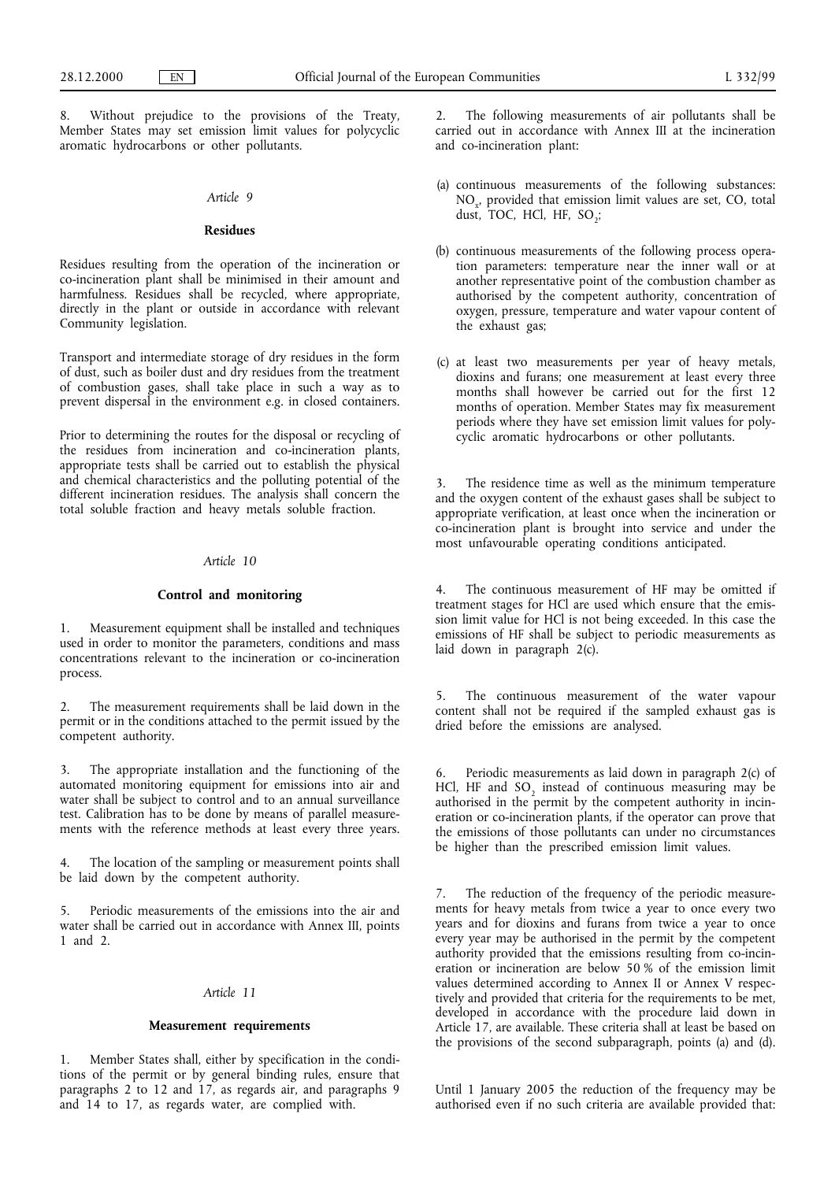8. Without prejudice to the provisions of the Treaty, Member States may set emission limit values for polycyclic aromatic hydrocarbons or other pollutants.

*Article 9*

**Residues**

Residues resulting from the operation of the incineration or co-incineration plant shall be minimised in their amount and harmfulness. Residues shall be recycled, where appropriate, directly in the plant or outside in accordance with relevant Community legislation.

Transport and intermediate storage of dry residues in the form of dust, such as boiler dust and dry residues from the treatment of combustion gases, shall take place in such a way as to prevent dispersal in the environment e.g. in closed containers.

Prior to determining the routes for the disposal or recycling of the residues from incineration and co-incineration plants, appropriate tests shall be carried out to establish the physical and chemical characteristics and the polluting potential of the different incineration residues. The analysis shall concern the total soluble fraction and heavy metals soluble fraction.

*Article 10*

**Control and monitoring**

1. Measurement equipment shall be installed and techniques used in order to monitor the parameters, conditions and mass concentrations relevant to the incineration or co-incineration process.

2. The measurement requirements shall be laid down in the permit or in the conditions attached to the permit issued by the competent authority.

3. The appropriate installation and the functioning of the automated monitoring equipment for emissions into air and water shall be subject to control and to an annual surveillance test. Calibration has to be done by means of parallel measurements with the reference methods at least every three years.

4. The location of the sampling or measurement points shall be laid down by the competent authority.

5. Periodic measurements of the emissions into the air and water shall be carried out in accordance with Annex III, points 1 and 2.

*Article 11*

**Measurement requirements**

1. Member States shall, either by specification in the conditions of the permit or by general binding rules, ensure that paragraphs 2 to 12 and 17, as regards air, and paragraphs 9 and 14 to 17, as regards water, are complied with.

2. The following measurements of air pollutants shall be carried out in accordance with Annex III at the incineration and co-incineration plant:

(a) continuous measurements of the following substances: $NO_x$, provided that emission limit values are set, CO, total dust, TOC, HCl, HF, $SO_2$;

(b) continuous measurements of the following process operation parameters: temperature near the inner wall or at another representative point of the combustion chamber as authorised by the competent authority, concentration of oxygen, pressure, temperature and water vapour content of the exhaust gas;

(c) at least two measurements per year of heavy metals, dioxins and furans; one measurement at least every three months shall however be carried out for the first 12 months of operation. Member States may fix measurement periods where they have set emission limit values for polycyclic aromatic hydrocarbons or other pollutants.

3. The residence time as well as the minimum temperature and the oxygen content of the exhaust gases shall be subject to appropriate verification, at least once when the incineration or co-incineration plant is brought into service and under the most unfavourable operating conditions anticipated.

4. The continuous measurement of HF may be omitted if treatment stages for HCl are used which ensure that the emission limit value for HCl is not being exceeded. In this case the emissions of HF shall be subject to periodic measurements as laid down in paragraph 2(c).

5. The continuous measurement of the water vapour content shall not be required if the sampled exhaust gas is dried before the emissions are analysed.

6. Periodic measurements as laid down in paragraph 2(c) of HCl, HF and $SO_2$ instead of continuous measuring may be authorised in the permit by the competent authority in incineration or co-incineration plants, if the operator can prove that the emissions of those pollutants can under no circumstances be higher than the prescribed emission limit values.

7. The reduction of the frequency of the periodic measurements for heavy metals from twice a year to once every two years and for dioxins and furans from twice a year to once every year may be authorised in the permit by the competent authority provided that the emissions resulting from co-incineration or incineration are below 50 % of the emission limit values determined according to Annex II or Annex V respectively and provided that criteria for the requirements to be met, developed in accordance with the procedure laid down in Article 17, are available. These criteria shall at least be based on the provisions of the second subparagraph, points (a) and (d).

Until 1 January 2005 the reduction of the frequency may be authorised even if no such criteria are available provided that: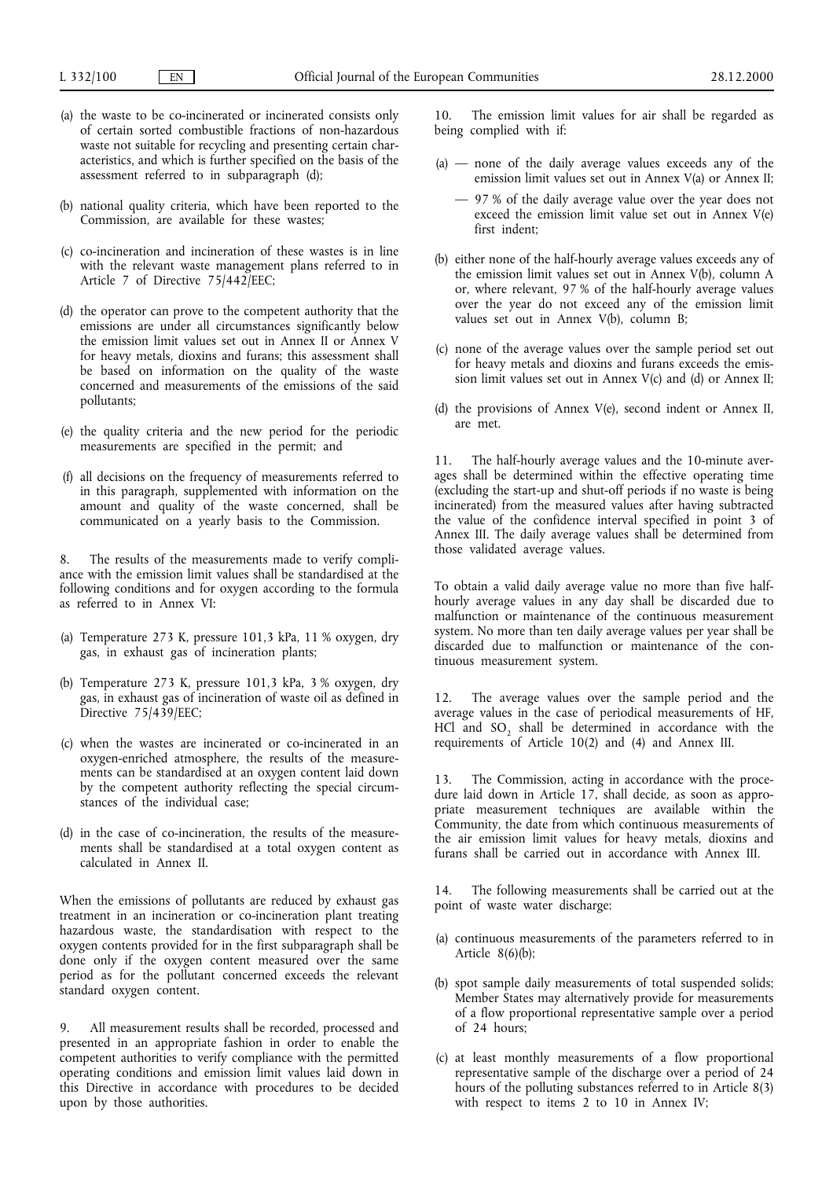(a) the waste to be co-incinerated or incinerated consists only of certain sorted combustible fractions of non-hazardous waste not suitable for recycling and presenting certain characteristics, and which is further specified on the basis of the assessment referred to in subparagraph (d);

(b) national quality criteria, which have been reported to the Commission, are available for these wastes;

(c) co-incineration and incineration of these wastes is in line with the relevant waste management plans referred to in Article 7 of Directive 75/442/EEC;

(d) the operator can prove to the competent authority that the emissions are under all circumstances significantly below the emission limit values set out in Annex II or Annex V for heavy metals, dioxins and furans; this assessment shall be based on information on the quality of the waste concerned and measurements of the emissions of the said pollutants;

(e) the quality criteria and the new period for the periodic measurements are specified in the permit; and

(f) all decisions on the frequency of measurements referred to in this paragraph, supplemented with information on the amount and quality of the waste concerned, shall be communicated on a yearly basis to the Commission.

8. The results of the measurements made to verify compliance with the emission limit values shall be standardised at the following conditions and for oxygen according to the formula as referred to in Annex VI:

(a) Temperature 273 K, pressure 101,3 kPa, 11 % oxygen, dry gas, in exhaust gas of incineration plants;

(b) Temperature 273 K, pressure 101,3 kPa, 3 % oxygen, dry gas, in exhaust gas of incineration of waste oil as defined in Directive 75/439/EEC;

(c) when the wastes are incinerated or co-incinerated in an oxygen-enriched atmosphere, the results of the measurements can be standardised at an oxygen content laid down by the competent authority reflecting the special circumstances of the individual case;

(d) in the case of co-incineration, the results of the measurements shall be standardised at a total oxygen content as calculated in Annex II.

When the emissions of pollutants are reduced by exhaust gas treatment in an incineration or co-incineration plant treating hazardous waste, the standardisation with respect to the oxygen contents provided for in the first subparagraph shall be done only if the oxygen content measured over the same period as for the pollutant concerned exceeds the relevant standard oxygen content.

9. All measurement results shall be recorded, processed and presented in an appropriate fashion in order to enable the competent authorities to verify compliance with the permitted operating conditions and emission limit values laid down in this Directive in accordance with procedures to be decided upon by those authorities.

10. The emission limit values for air shall be regarded as being complied with if:

(a) — none of the daily average values exceeds any of the emission limit values set out in Annex V(a) or Annex II;

— 97 % of the daily average value over the year does not exceed the emission limit value set out in Annex V(e) first indent;

(b) either none of the half-hourly average values exceeds any of the emission limit values set out in Annex V(b), column A or, where relevant, 97 % of the half-hourly average values over the year do not exceed any of the emission limit values set out in Annex V(b), column B;

(c) none of the average values over the sample period set out for heavy metals and dioxins and furans exceeds the emission limit values set out in Annex V(c) and (d) or Annex II;

(d) the provisions of Annex V(e), second indent or Annex II, are met.

11. The half-hourly average values and the 10-minute averages shall be determined within the effective operating time (excluding the start-up and shut-off periods if no waste is being incinerated) from the measured values after having subtracted the value of the confidence interval specified in point 3 of Annex III. The daily average values shall be determined from those validated average values.

To obtain a valid daily average value no more than five half-hourly average values in any day shall be discarded due to malfunction or maintenance of the continuous measurement system. No more than ten daily average values per year shall be discarded due to malfunction or maintenance of the continuous measurement system.

12. The average values over the sample period and the average values in the case of periodical measurements of HF, HCl and $SO_2$ shall be determined in accordance with the requirements of Article 10(2) and (4) and Annex III.

13. The Commission, acting in accordance with the procedure laid down in Article 17, shall decide, as soon as appropriate measurement techniques are available within the Community, the date from which continuous measurements of the air emission limit values for heavy metals, dioxins and furans shall be carried out in accordance with Annex III.

14. The following measurements shall be carried out at the point of waste water discharge:

(a) continuous measurements of the parameters referred to in Article 8(6)(b);

(b) spot sample daily measurements of total suspended solids; Member States may alternatively provide for measurements of a flow proportional representative sample over a period of 24 hours;

(c) at least monthly measurements of a flow proportional representative sample of the discharge over a period of 24 hours of the polluting substances referred to in Article 8(3) with respect to items 2 to 10 in Annex IV;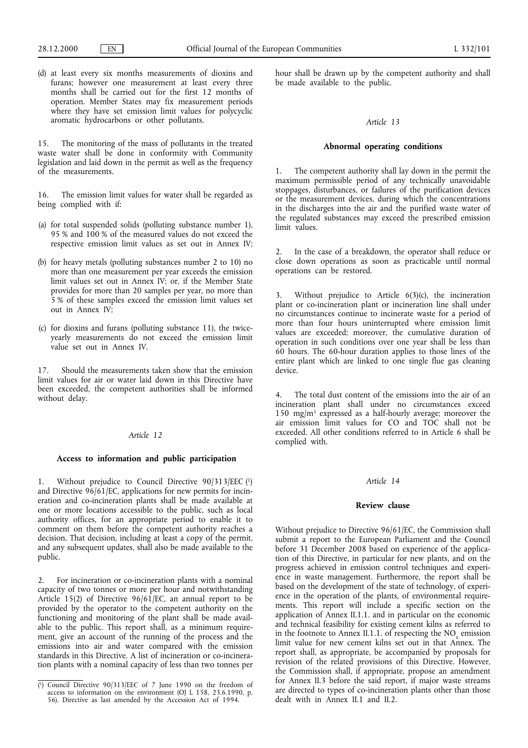(d) at least every six months measurements of dioxins and furans; however one measurement at least every three months shall be carried out for the first 12 months of operation. Member States may fix measurement periods where they have set emission limit values for polycyclic aromatic hydrocarbons or other pollutants.

15. The monitoring of the mass of pollutants in the treated waste water shall be done in conformity with Community legislation and laid down in the permit as well as the frequency of the measurements.

16. The emission limit values for water shall be regarded as being complied with if:

(a) for total suspended solids (polluting substance number 1), 95 % and 100 % of the measured values do not exceed the respective emission limit values as set out in Annex IV;

(b) for heavy metals (polluting substances number 2 to 10) no more than one measurement per year exceeds the emission limit values set out in Annex IV; or, if the Member State provides for more than 20 samples per year, no more than 5 % of these samples exceed the emission limit values set out in Annex IV;

(c) for dioxins and furans (polluting substance 11), the twice-yearly measurements do not exceed the emission limit value set out in Annex IV.

17. Should the measurements taken show that the emission limit values for air or water laid down in this Directive have been exceeded, the competent authorities shall be informed without delay.

*Article 12*

**Access to information and public participation**

1. Without prejudice to Council Directive 90/313/EEC [1] and Directive 96/61/EC, applications for new permits for incineration and co-incineration plants shall be made available at one or more locations accessible to the public, such as local authority offices, for an appropriate period to enable it to comment on them before the competent authority reaches a decision. That decision, including at least a copy of the permit, and any subsequent updates, shall also be made available to the public.

2. For incineration or co-incineration plants with a nominal capacity of two tonnes or more per hour and notwithstanding Article 15(2) of Directive 96/61/EC, an annual report to be provided by the operator to the competent authority on the functioning and monitoring of the plant shall be made available to the public. This report shall, as a minimum requirement, give an account of the running of the process and the emissions into air and water compared with the emission standards in this Directive. A list of incineration or co-incineration plants with a nominal capacity of less than two tonnes per hour shall be drawn up by the competent authority and shall be made available to the public.

*Article 13*

**Abnormal operating conditions**

1. The competent authority shall lay down in the permit the maximum permissible period of any technically unavoidable stoppages, disturbances, or failures of the purification devices or the measurement devices, during which the concentrations in the discharges into the air and the purified waste water of the regulated substances may exceed the prescribed emission limit values.

2. In the case of a breakdown, the operator shall reduce or close down operations as soon as practicable until normal operations can be restored.

3. Without prejudice to Article 6(3)(c), the incineration plant or co-incineration plant or incineration line shall under no circumstances continue to incinerate waste for a period of more than four hours uninterrupted where emission limit values are exceeded; moreover, the cumulative duration of operation in such conditions over one year shall be less than 60 hours. The 60-hour duration applies to those lines of the entire plant which are linked to one single flue gas cleaning device.

4. The total dust content of the emissions into the air of an incineration plant shall under no circumstances exceed 150 $mg/m^3$ expressed as a half-hourly average; moreover the air emission limit values for CO and TOC shall not be exceeded. All other conditions referred to in Article 6 shall be complied with.

*Article 14*

**Review clause**

Without prejudice to Directive 96/61/EC, the Commission shall submit a report to the European Parliament and the Council before 31 December 2008 based on experience of the application of this Directive, in particular for new plants, and on the progress achieved in emission control techniques and experience in waste management. Furthermore, the report shall be based on the development of the state of technology, of experience in the operation of the plants, of environmental requirements. This report will include a specific section on the application of Annex II.1.1. and in particular on the economic and technical feasibility for existing cement kilns as referred to in the footnote to Annex II.1.1. of respecting the $NO_x$ emission limit value for new cement kilns set out in that Annex. The report shall, as appropriate, be accompanied by proposals for revision of the related provisions of this Directive. However, the Commission shall, if appropriate, propose an amendment for Annex II.3 before the said report, if major waste streams are directed to types of co-incineration plants other than those dealt with in Annex II.1 and II.2.

[1] Council Directive 90/313/EEC of 7 June 1990 on the freedom of access to information on the environment (OJ L 158, 23.6.1990, p. 56). Directive as last amended by the Accession Act of 1994.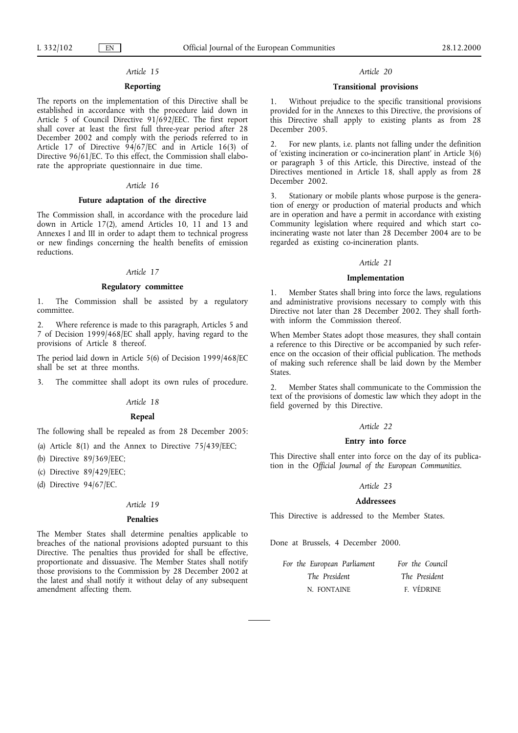*Article 15*

**Reporting**

The reports on the implementation of this Directive shall be established in accordance with the procedure laid down in Article 5 of Council Directive 91/692/EEC. The first report shall cover at least the first full three-year period after 28 December 2002 and comply with the periods referred to in Article 17 of Directive 94/67/EC and in Article 16(3) of Directive 96/61/EC. To this effect, the Commission shall elaborate the appropriate questionnaire in due time.

*Article 16*

**Future adaptation of the directive**

The Commission shall, in accordance with the procedure laid down in Article 17(2), amend Articles 10, 11 and 13 and Annexes I and III in order to adapt them to technical progress or new findings concerning the health benefits of emission reductions.

*Article 17*

**Regulatory committee**

1. The Commission shall be assisted by a regulatory committee.

2. Where reference is made to this paragraph, Articles 5 and 7 of Decision 1999/468/EC shall apply, having regard to the provisions of Article 8 thereof.

The period laid down in Article 5(6) of Decision 1999/468/EC shall be set at three months.

3. The committee shall adopt its own rules of procedure.

*Article 18*

**Repeal**

The following shall be repealed as from 28 December 2005:

(a) Article 8(1) and the Annex to Directive 75/439/EEC;

(b) Directive 89/369/EEC;

(c) Directive 89/429/EEC;

(d) Directive 94/67/EC.

*Article 19*

**Penalties**

The Member States shall determine penalties applicable to breaches of the national provisions adopted pursuant to this Directive. The penalties thus provided for shall be effective, proportionate and dissuasive. The Member States shall notify those provisions to the Commission by 28 December 2002 at the latest and shall notify it without delay of any subsequent amendment affecting them.

*Article 20*

**Transitional provisions**

1. Without prejudice to the specific transitional provisions provided for in the Annexes to this Directive, the provisions of this Directive shall apply to existing plants as from 28 December 2005.

2. For new plants, i.e. plants not falling under the definition of 'existing incineration or co-incineration plant' in Article 3(6) or paragraph 3 of this Article, this Directive, instead of the Directives mentioned in Article 18, shall apply as from 28 December 2002.

3. Stationary or mobile plants whose purpose is the generation of energy or production of material products and which are in operation and have a permit in accordance with existing Community legislation where required and which start co-incinerating waste not later than 28 December 2004 are to be regarded as existing co-incineration plants.

*Article 21*

**Implementation**

1. Member States shall bring into force the laws, regulations and administrative provisions necessary to comply with this Directive not later than 28 December 2002. They shall forthwith inform the Commission thereof.

When Member States adopt those measures, they shall contain a reference to this Directive or be accompanied by such reference on the occasion of their official publication. The methods of making such reference shall be laid down by the Member States.

2. Member States shall communicate to the Commission the text of the provisions of domestic law which they adopt in the field governed by this Directive.

*Article 22*

**Entry into force**

This Directive shall enter into force on the day of its publication in the *Official Journal of the European Communities*.

*Article 23*

**Addressees**

This Directive is addressed to the Member States.

Done at Brussels, 4 December 2000.

| *For the European Parliament* | *For the Council* |
|---|---|
| *The President* | *The President* |
| N. FONTAINE | F. VÉDRINE |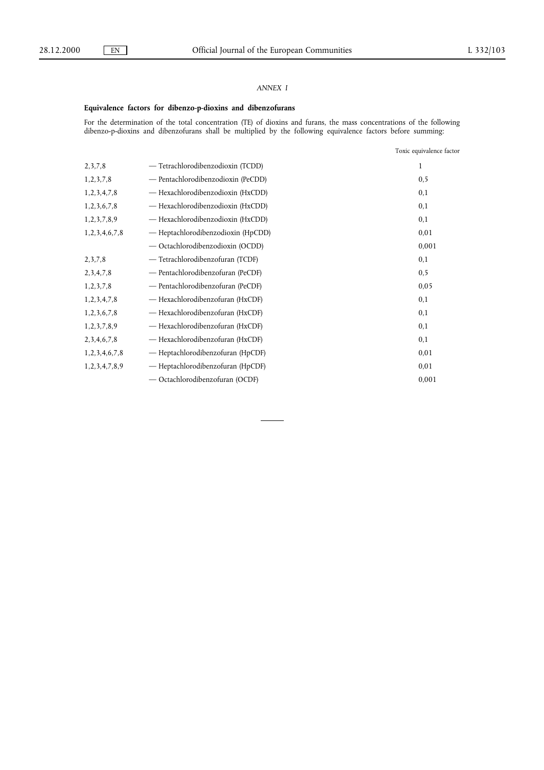*ANNEX I*

**Equivalence factors for dibenzo-p-dioxins and dibenzofurans**

For the determination of the total concentration (TE) of dioxins and furans, the mass concentrations of the following dibenzo-p-dioxins and dibenzofurans shall be multiplied by the following equivalence factors before summing:

| | | Toxic equivalence factor |
|---|---|---|
| 2,3,7,8 | — Tetrachlorodibenzodioxin (TCDD) | 1 |
| 1,2,3,7,8 | — Pentachlorodibenzodioxin (PeCDD) | 0,5 |
| 1,2,3,4,7,8 | — Hexachlorodibenzodioxin (HxCDD) | 0,1 |
| 1,2,3,6,7,8 | — Hexachlorodibenzodioxin (HxCDD) | 0,1 |
| 1,2,3,7,8,9 | — Hexachlorodibenzodioxin (HxCDD) | 0,1 |
| 1,2,3,4,6,7,8 | — Heptachlorodibenzodioxin (HpCDD) | 0,01 |
| | — Octachlorodibenzodioxin (OCDD) | 0,001 |
| 2,3,7,8 | — Tetrachlorodibenzofuran (TCDF) | 0,1 |
| 2,3,4,7,8 | — Pentachlorodibenzofuran (PeCDF) | 0,5 |
| 1,2,3,7,8 | — Pentachlorodibenzofuran (PeCDF) | 0,05 |
| 1,2,3,4,7,8 | — Hexachlorodibenzofuran (HxCDF) | 0,1 |
| 1,2,3,6,7,8 | — Hexachlorodibenzofuran (HxCDF) | 0,1 |
| 1,2,3,7,8,9 | — Hexachlorodibenzofuran (HxCDF) | 0,1 |
| 2,3,4,6,7,8 | — Hexachlorodibenzofuran (HxCDF) | 0,1 |
| 1,2,3,4,6,7,8 | — Heptachlorodibenzofuran (HpCDF) | 0,01 |
| 1,2,3,4,7,8,9 | — Heptachlorodibenzofuran (HpCDF) | 0,01 |
| | — Octachlorodibenzofuran (OCDF) | 0,001 |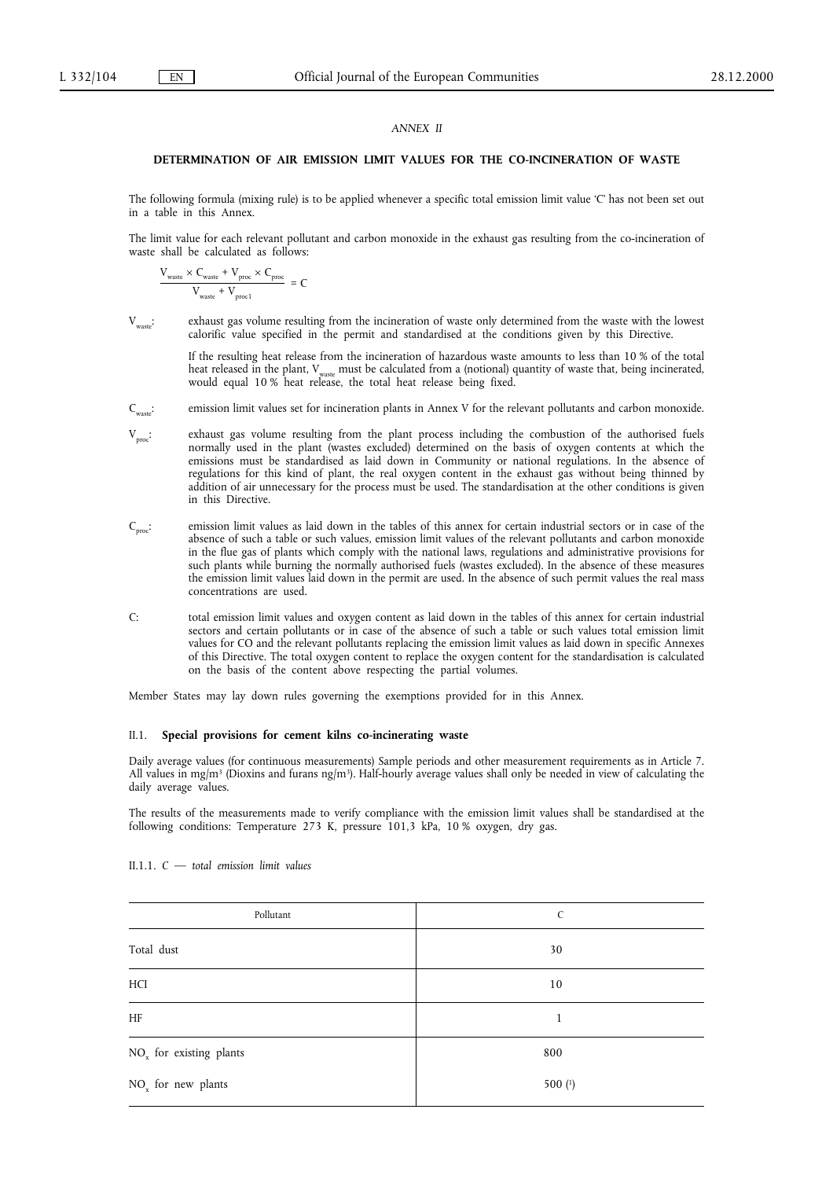*ANNEX II*

**DETERMINATION OF AIR EMISSION LIMIT VALUES FOR THE CO-INCINERATION OF WASTE**

The following formula (mixing rule) is to be applied whenever a specific total emission limit value 'C' has not been set out in a table in this Annex.

The limit value for each relevant pollutant and carbon monoxide in the exhaust gas resulting from the co-incineration of waste shall be calculated as follows:

$$\frac{V_{waste} \times C_{waste} + V_{proc} \times C_{proc}}{V_{waste} + V_{proc1}} = C$$

$V_{waste}$: exhaust gas volume resulting from the incineration of waste only determined from the waste with the lowest calorific value specified in the permit and standardised at the conditions given by this Directive.

If the resulting heat release from the incineration of hazardous waste amounts to less than 10 % of the total heat released in the plant, $V_{waste}$ must be calculated from a (notional) quantity of waste that, being incinerated, would equal 10 % heat release, the total heat release being fixed.

$C_{waste}$: emission limit values set for incineration plants in Annex V for the relevant pollutants and carbon monoxide.

$V_{proc}$: exhaust gas volume resulting from the plant process including the combustion of the authorised fuels normally used in the plant (wastes excluded) determined on the basis of oxygen contents at which the emissions must be standardised as laid down in Community or national regulations. In the absence of regulations for this kind of plant, the real oxygen content in the exhaust gas without being thinned by addition of air unnecessary for the process must be used. The standardisation at the other conditions is given in this Directive.

$C_{proc}$: emission limit values as laid down in the tables of this annex for certain industrial sectors or in case of the absence of such a table or such values, emission limit values of the relevant pollutants and carbon monoxide in the flue gas of plants which comply with the national laws, regulations and administrative provisions for such plants while burning the normally authorised fuels (wastes excluded). In the absence of these measures the emission limit values laid down in the permit are used. In the absence of such permit values the real mass concentrations are used.

C: total emission limit values and oxygen content as laid down in the tables of this annex for certain industrial sectors and certain pollutants or in case of the absence of such a table or such values total emission limit values for CO and the relevant pollutants replacing the emission limit values as laid down in specific Annexes of this Directive. The total oxygen content to replace the oxygen content for the standardisation is calculated on the basis of the content above respecting the partial volumes.

Member States may lay down rules governing the exemptions provided for in this Annex.

### II.1. Special provisions for cement kilns co-incinerating waste

Daily average values (for continuous measurements) Sample periods and other measurement requirements as in Article 7. All values in mg/m³ (Dioxins and furans ng/m³). Half-hourly average values shall only be needed in view of calculating the daily average values.

The results of the measurements made to verify compliance with the emission limit values shall be standardised at the following conditions: Temperature 273 K, pressure 101,3 kPa, 10 % oxygen, dry gas.

II.1.1. *C — total emission limit values*

| Pollutant | C |
| --- | --- |
| Total dust | 30 |
| HCl | 10 |
| HF | 1 |
| $NO_x$ for existing plants | 800 |
| $NO_x$ for new plants | 500 [1] |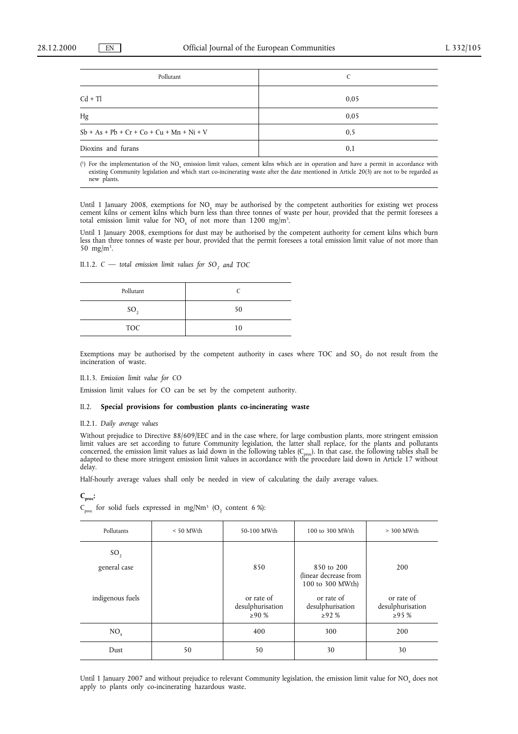| Pollutant | C |
| --- | --- |
| Cd + Tl | 0,05 |
| Hg | 0,05 |
| Sb + As + Pb + Cr + Co + Cu + Mn + Ni + V | 0,5 |
| Dioxins and furans | 0,1 |

(1) For the implementation of the $NO_x$ emission limit values, cement kilns which are in operation and have a permit in accordance with existing Community legislation and which start co-incinerating waste after the date mentioned in Article 20(3) are not to be regarded as new plants.

Until 1 January 2008, exemptions for $NO_x$ may be authorised by the competent authorities for existing wet process cement kilns or cement kilns which burn less than three tonnes of waste per hour, provided that the permit foresees a total emission limit value for $NO_x$ of not more than 1200 mg/m³.

Until 1 January 2008, exemptions for dust may be authorised by the competent authority for cement kilns which burn less than three tonnes of waste per hour, provided that the permit foresees a total emission limit value of not more than 50 mg/m³.

II.1.2. *C — total emission limit values for $SO_2$ and TOC*

| Pollutant | C |
| --- | --- |
| $SO_2$ | 50 |
| TOC | 10 |

Exemptions may be authorised by the competent authority in cases where TOC and $SO_2$ do not result from the incineration of waste.

II.1.3. *Emission limit value for CO*

Emission limit values for CO can be set by the competent authority.

### II.2. Special provisions for combustion plants co-incinerating waste

II.2.1. *Daily average values*

Without prejudice to Directive 88/609/EEC and in the case where, for large combustion plants, more stringent emission limit values are set according to future Community legislation, the latter shall replace, for the plants and pollutants concerned, the emission limit values as laid down in the following tables ($C_{proc}$). In that case, the following tables shall be adapted to these more stringent emission limit values in accordance with the procedure laid down in Article 17 without delay.

Half-hourly average values shall only be needed in view of calculating the daily average values.

**$C_{proc}$:**

$C_{proc}$ for solid fuels expressed in mg/Nm³ ($O_2$ content 6 %):

| Pollutants | < 50 MWth | 50-100 MWth | 100 to 300 MWth | > 300 MWth |
| --- | --- | --- | --- | --- |
| $SO_2$ | | | | |
| general case | | 850 | 850 to 200 (linear decrease from 100 to 300 MWth) | 200 |
| indigenous fuels | | or rate of desulphurisation ≥90 % | or rate of desulphurisation ≥92 % | or rate of desulphurisation ≥95 % |
| $NO_x$ | | 400 | 300 | 200 |
| Dust | 50 | 50 | 30 | 30 |

Until 1 January 2007 and without prejudice to relevant Community legislation, the emission limit value for $NO_x$ does not apply to plants only co-incinerating hazardous waste.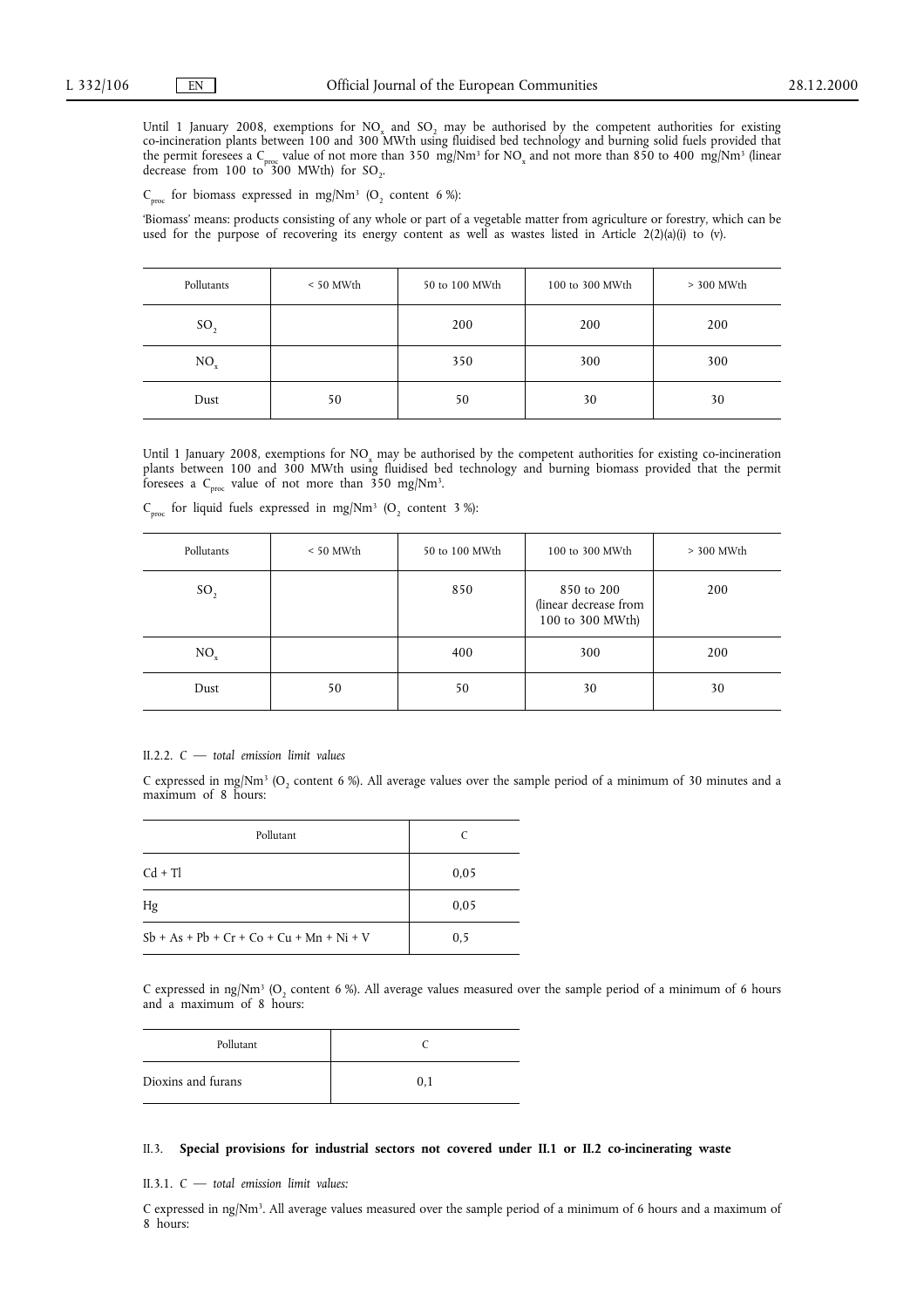Until 1 January 2008, exemptions for $NO_x$ and $SO_2$ may be authorised by the competent authorities for existing co-incineration plants between 100 and 300 MWth using fluidised bed technology and burning solid fuels provided that the permit foresees a $C_{proc}$ value of not more than 350 mg/Nm³ for $NO_x$ and not more than 850 to 400 mg/Nm³ (linear decrease from 100 to 300 MWth) for $SO_2$.

$C_{proc}$ for biomass expressed in mg/Nm³ ($O_2$ content 6 %):

'Biomass' means: products consisting of any whole or part of a vegetable matter from agriculture or forestry, which can be used for the purpose of recovering its energy content as well as wastes listed in Article 2(2)(a)(i) to (v).

| Pollutants | < 50 MWth | 50 to 100 MWth | 100 to 300 MWth | > 300 MWth |
|---|---|---|---|---|
| $SO_2$ | | 200 | 200 | 200 |
| $NO_x$ | | 350 | 300 | 300 |
| Dust | 50 | 50 | 30 | 30 |

Until 1 January 2008, exemptions for $NO_x$ may be authorised by the competent authorities for existing co-incineration plants between 100 and 300 MWth using fluidised bed technology and burning biomass provided that the permit foresees a $C_{proc}$ value of not more than 350 mg/Nm³.

$C_{proc}$ for liquid fuels expressed in mg/Nm³ ($O_2$ content 3 %):

| Pollutants | < 50 MWth | 50 to 100 MWth | 100 to 300 MWth | > 300 MWth |
|---|---|---|---|---|
| $SO_2$ | | 850 | 850 to 200 (linear decrease from 100 to 300 MWth) | 200 |
| $NO_x$ | | 400 | 300 | 200 |
| Dust | 50 | 50 | 30 | 30 |

II.2.2. *C — total emission limit values*

C expressed in mg/Nm³ ($O_2$ content 6 %). All average values over the sample period of a minimum of 30 minutes and a maximum of 8 hours:

| Pollutant | C |
|---|---|
| Cd + Tl | 0,05 |
| Hg | 0,05 |
| Sb + As + Pb + Cr + Co + Cu + Mn + Ni + V | 0,5 |

C expressed in ng/Nm³ ($O_2$ content 6 %). All average values measured over the sample period of a minimum of 6 hours and a maximum of 8 hours:

| Pollutant | C |
|---|---|
| Dioxins and furans | 0,1 |

II.3. **Special provisions for industrial sectors not covered under II.1 or II.2 co-incinerating waste**

II.3.1. *C — total emission limit values:*

C expressed in ng/Nm³. All average values measured over the sample period of a minimum of 6 hours and a maximum of 8 hours: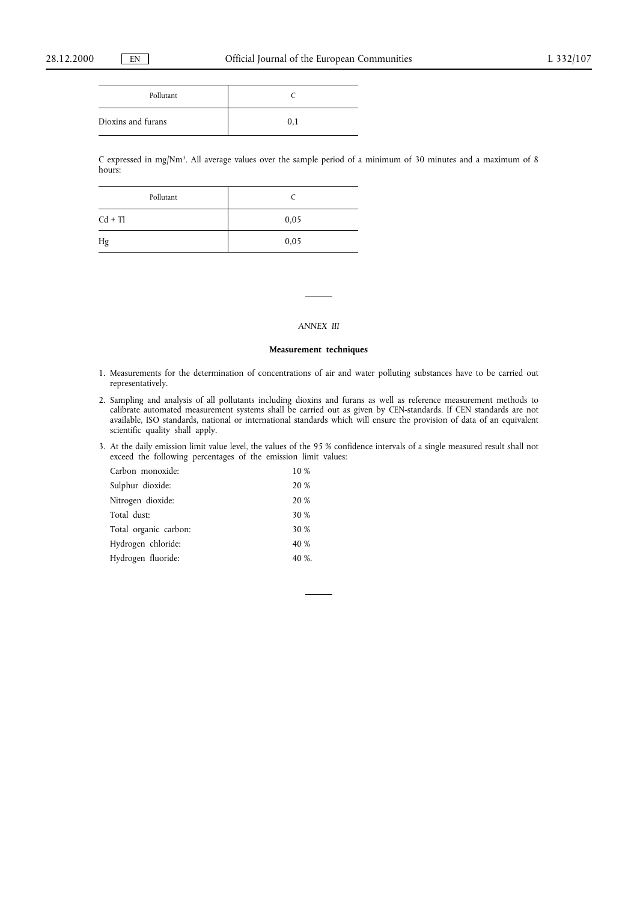| Pollutant | C |
|---|---|
| Dioxins and furans | 0,1 |

C expressed in mg/Nm³. All average values over the sample period of a minimum of 30 minutes and a maximum of 8 hours:

| Pollutant | C |
|---|---|
| Cd + Tl | 0,05 |
| Hg | 0,05 |

*ANNEX III*

**Measurement techniques**

1. Measurements for the determination of concentrations of air and water polluting substances have to be carried out representatively.

2. Sampling and analysis of all pollutants including dioxins and furans as well as reference measurement methods to calibrate automated measurement systems shall be carried out as given by CEN-standards. If CEN standards are not available, ISO standards, national or international standards which will ensure the provision of data of an equivalent scientific quality shall apply.

3. At the daily emission limit value level, the values of the 95 % confidence intervals of a single measured result shall not exceed the following percentages of the emission limit values:

| | |
|---|---|
| Carbon monoxide: | 10 % |
| Sulphur dioxide: | 20 % |
| Nitrogen dioxide: | 20 % |
| Total dust: | 30 % |
| Total organic carbon: | 30 % |
| Hydrogen chloride: | 40 % |
| Hydrogen fluoride: | 40 %. |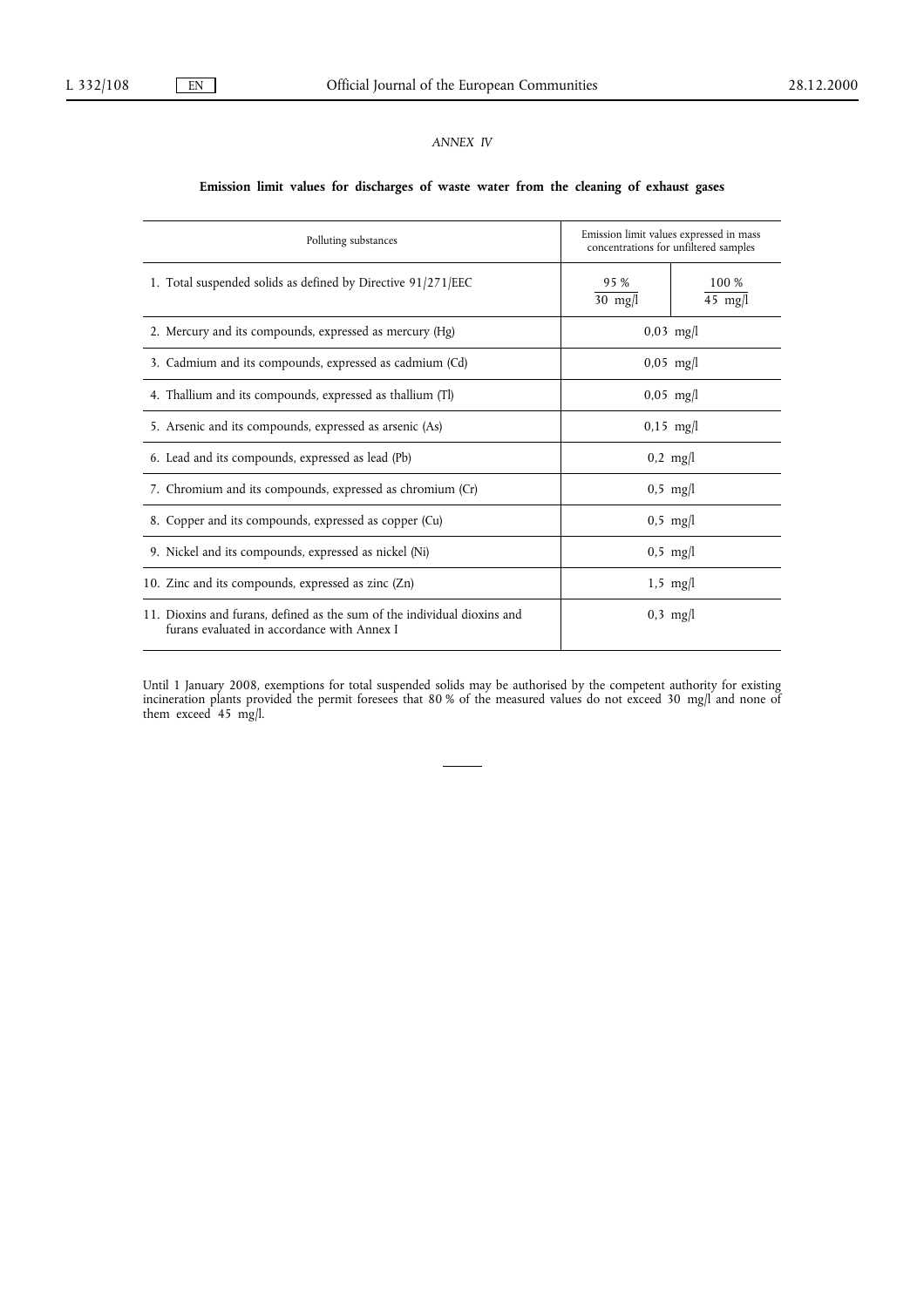*ANNEX IV*

**Emission limit values for discharges of waste water from the cleaning of exhaust gases**

| Polluting substances | Emission limit values expressed in mass concentrations for unfiltered samples | |
|---|---|---|
| 1. Total suspended solids as defined by Directive 91/271/EEC | 95 % 30 mg/l | 100 % 45 mg/l |
| 2. Mercury and its compounds, expressed as mercury (Hg) | 0,03 mg/l | |
| 3. Cadmium and its compounds, expressed as cadmium (Cd) | 0,05 mg/l | |
| 4. Thallium and its compounds, expressed as thallium (Tl) | 0,05 mg/l | |
| 5. Arsenic and its compounds, expressed as arsenic (As) | 0,15 mg/l | |
| 6. Lead and its compounds, expressed as lead (Pb) | 0,2 mg/l | |
| 7. Chromium and its compounds, expressed as chromium (Cr) | 0,5 mg/l | |
| 8. Copper and its compounds, expressed as copper (Cu) | 0,5 mg/l | |
| 9. Nickel and its compounds, expressed as nickel (Ni) | 0,5 mg/l | |
| 10. Zinc and its compounds, expressed as zinc (Zn) | 1,5 mg/l | |
| 11. Dioxins and furans, defined as the sum of the individual dioxins and furans evaluated in accordance with Annex I | 0,3 mg/l | |

Until 1 January 2008, exemptions for total suspended solids may be authorised by the competent authority for existing incineration plants provided the permit foresees that 80 % of the measured values do not exceed 30 mg/l and none of them exceed 45 mg/l.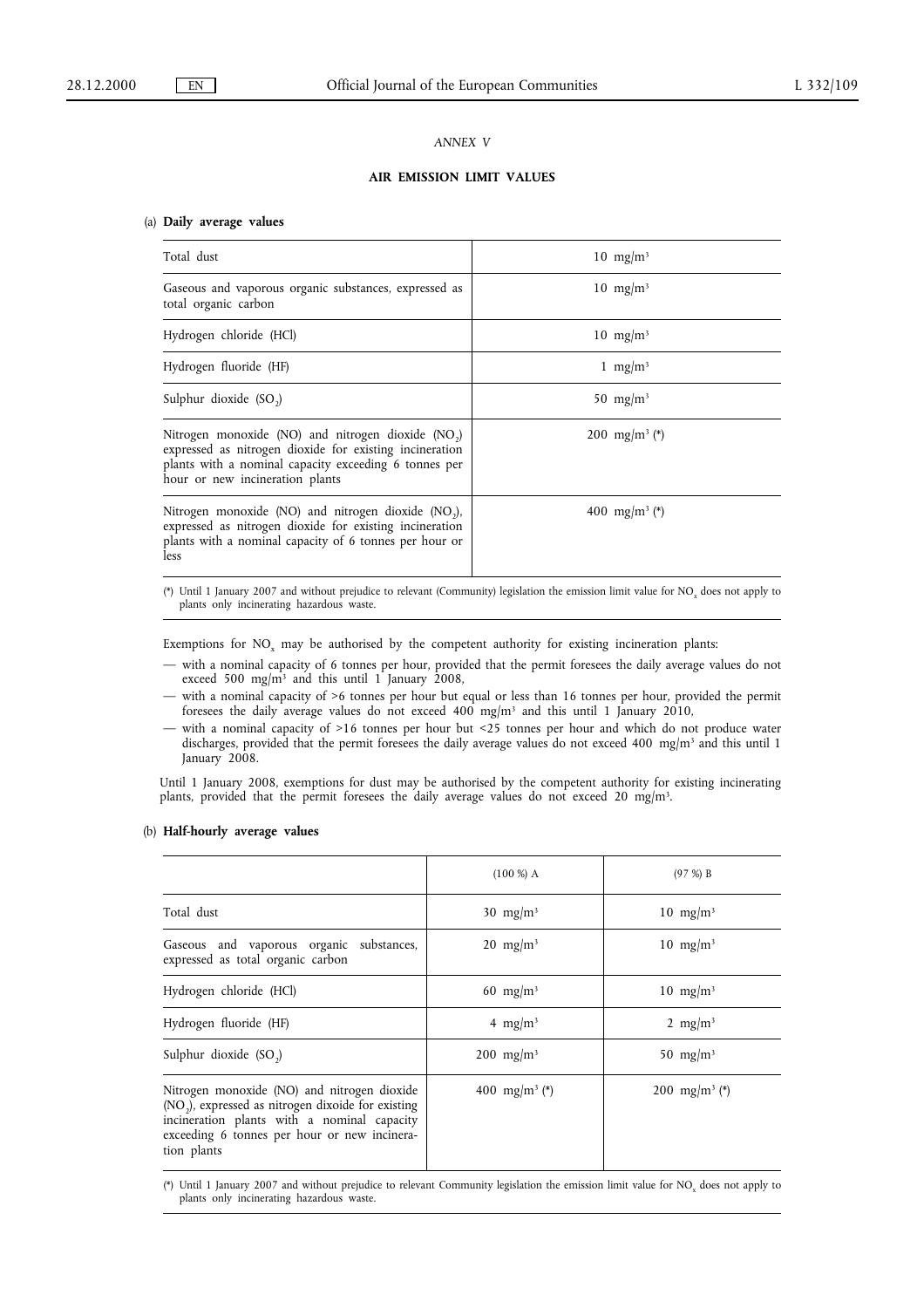*ANNEX V*

## AIR EMISSION LIMIT VALUES

### (a) Daily average values

| | |
|---|---|
| Total dust | 10 mg/m³ |
| Gaseous and vaporous organic substances, expressed as total organic carbon | 10 mg/m³ |
| Hydrogen chloride (HCl) | 10 mg/m³ |
| Hydrogen fluoride (HF) | 1 mg/m³ |
| Sulphur dioxide ($SO_2$) | 50 mg/m³ |
| Nitrogen monoxide (NO) and nitrogen dioxide ($NO_2$) expressed as nitrogen dioxide for existing incineration plants with a nominal capacity exceeding 6 tonnes per hour or new incineration plants | 200 mg/m³ (*) |
| Nitrogen monoxide (NO) and nitrogen dioxide ($NO_2$), expressed as nitrogen dioxide for existing incineration plants with a nominal capacity of 6 tonnes per hour or less | 400 mg/m³ (*) |

(*) Until 1 January 2007 and without prejudice to relevant (Community) legislation the emission limit value for $NO_x$ does not apply to plants only incinerating hazardous waste.

Exemptions for $NO_x$ may be authorised by the competent authority for existing incineration plants:

- with a nominal capacity of 6 tonnes per hour, provided that the permit foresees the daily average values do not exceed 500 mg/m³ and this until 1 January 2008,
- with a nominal capacity of >6 tonnes per hour but equal or less than 16 tonnes per hour, provided the permit foresees the daily average values do not exceed 400 mg/m³ and this until 1 January 2010,
- with a nominal capacity of >16 tonnes per hour but <25 tonnes per hour and which do not produce water discharges, provided that the permit foresees the daily average values do not exceed 400 mg/m³ and this until 1 January 2008.

Until 1 January 2008, exemptions for dust may be authorised by the competent authority for existing incinerating plants, provided that the permit foresees the daily average values do not exceed 20 mg/m³.

### (b) Half-hourly average values

| | (100 %) A | (97 %) B |
|---|---|---|
| Total dust | 30 mg/m³ | 10 mg/m³ |
| Gaseous and vaporous organic substances, expressed as total organic carbon | 20 mg/m³ | 10 mg/m³ |
| Hydrogen chloride (HCl) | 60 mg/m³ | 10 mg/m³ |
| Hydrogen fluoride (HF) | 4 mg/m³ | 2 mg/m³ |
| Sulphur dioxide ($SO_2$) | 200 mg/m³ | 50 mg/m³ |
| Nitrogen monoxide (NO) and nitrogen dioxide ($NO_2$), expressed as nitrogen dixoide for existing incineration plants with a nominal capacity exceeding 6 tonnes per hour or new incineration plants | 400 mg/m³ (*) | 200 mg/m³ (*) |

(*) Until 1 January 2007 and without prejudice to relevant Community legislation the emission limit value for $NO_x$ does not apply to plants only incinerating hazardous waste.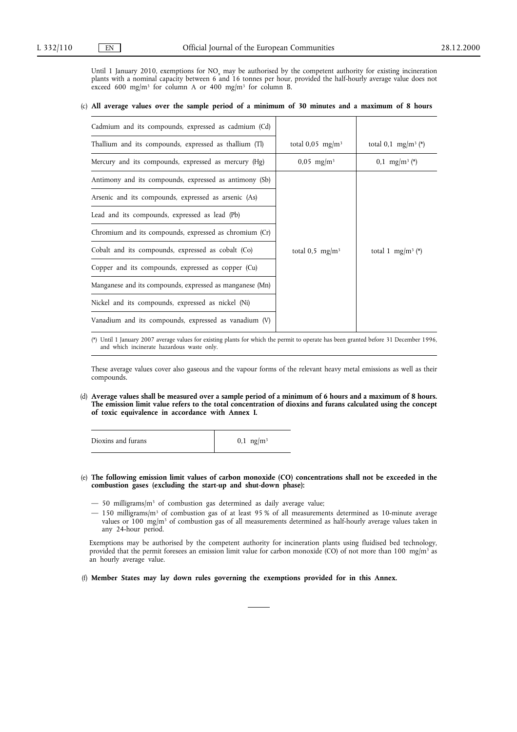Until 1 January 2010, exemptions for $NO_x$ may be authorised by the competent authority for existing incineration plants with a nominal capacity between 6 and 16 tonnes per hour, provided the half-hourly average value does not exceed 600 mg/m³ for column A or 400 mg/m³ for column B.

(c) **All average values over the sample period of a minimum of 30 minutes and a maximum of 8 hours**

| | | |
|---|---|---|
| Cadmium and its compounds, expressed as cadmium (Cd) | total 0,05 mg/m³ | total 0,1 mg/m³ (*) |
| Thallium and its compounds, expressed as thallium (Tl) | | |
| Mercury and its compounds, expressed as mercury (Hg) | 0,05 mg/m³ | 0,1 mg/m³ (*) |
| Antimony and its compounds, expressed as antimony (Sb) | total 0,5 mg/m³ | total 1 mg/m³ (*) |
| Arsenic and its compounds, expressed as arsenic (As) | | |
| Lead and its compounds, expressed as lead (Pb) | | |
| Chromium and its compounds, expressed as chromium (Cr) | | |
| Cobalt and its compounds, expressed as cobalt (Co) | | |
| Copper and its compounds, expressed as copper (Cu) | | |
| Manganese and its compounds, expressed as manganese (Mn) | | |
| Nickel and its compounds, expressed as nickel (Ni) | | |
| Vanadium and its compounds, expressed as vanadium (V) | | |

(*) Until 1 January 2007 average values for existing plants for which the permit to operate has been granted before 31 December 1996, and which incinerate hazardous waste only.

These average values cover also gaseous and the vapour forms of the relevant heavy metal emissions as well as their compounds.

(d) **Average values shall be measured over a sample period of a minimum of 6 hours and a maximum of 8 hours. The emission limit value refers to the total concentration of dioxins and furans calculated using the concept of toxic equivalence in accordance with Annex I.**

| | |
|---|---|
| Dioxins and furans | 0,1 ng/m³ |

(e) **The following emission limit values of carbon monoxide (CO) concentrations shall not be exceeded in the combustion gases (excluding the start-up and shut-down phase):**

- 50 milligrams/m³ of combustion gas determined as daily average value;
- 150 milligrams/m³ of combustion gas of at least 95 % of all measurements determined as 10-minute average values or 100 mg/m³ of combustion gas of all measurements determined as half-hourly average values taken in any 24-hour period.

Exemptions may be authorised by the competent authority for incineration plants using fluidised bed technology, provided that the permit foresees an emission limit value for carbon monoxide (CO) of not more than 100 mg/m³ as an hourly average value.

(f) **Member States may lay down rules governing the exemptions provided for in this Annex.**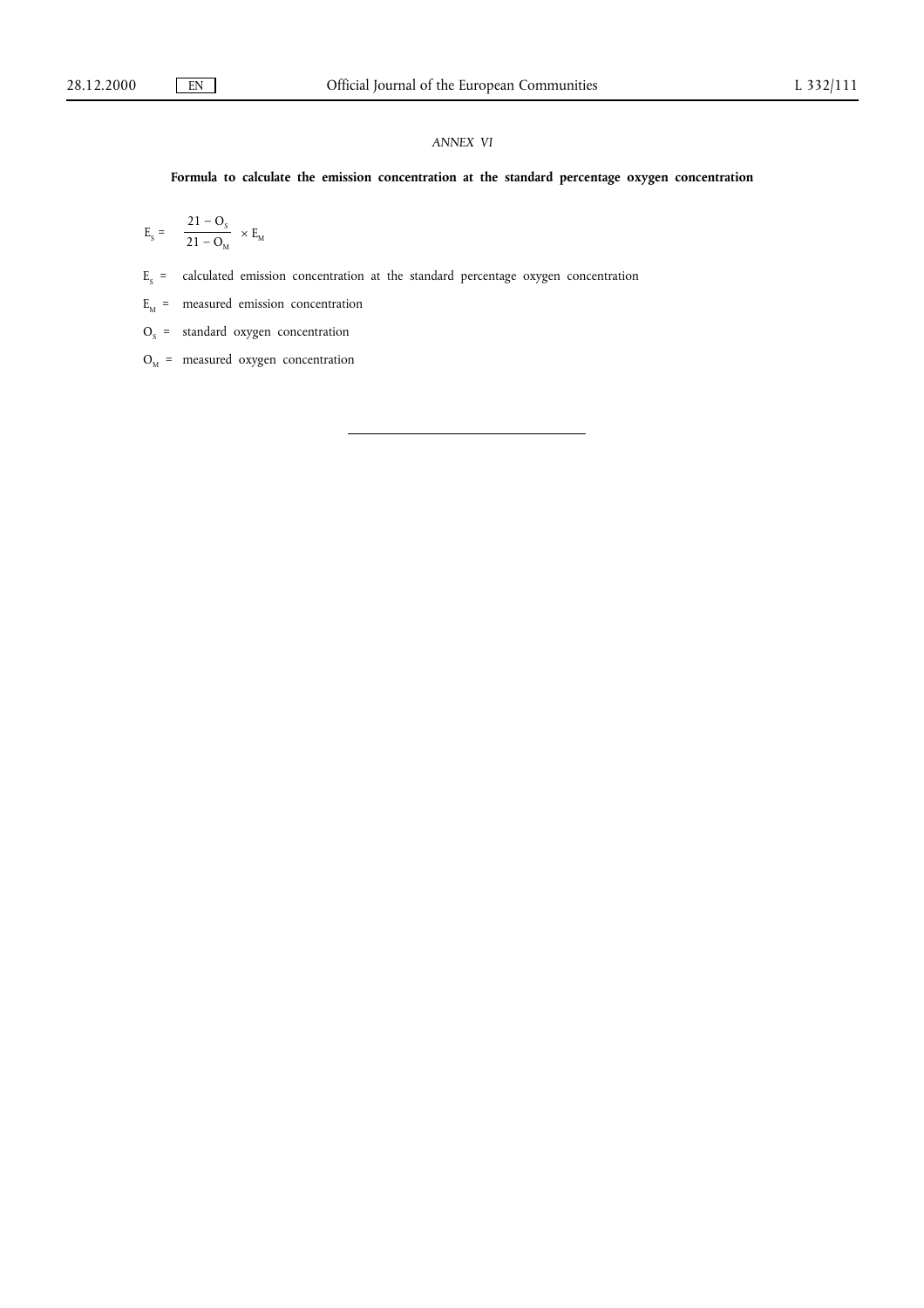*ANNEX VI*

**Formula to calculate the emission concentration at the standard percentage oxygen concentration**

$$E_S = \frac{21 - O_S}{21 - O_M} \times E_M$$

$E_S$ = calculated emission concentration at the standard percentage oxygen concentration

$E_M$ = measured emission concentration

$O_S$ = standard oxygen concentration

$O_M$ = measured oxygen concentration